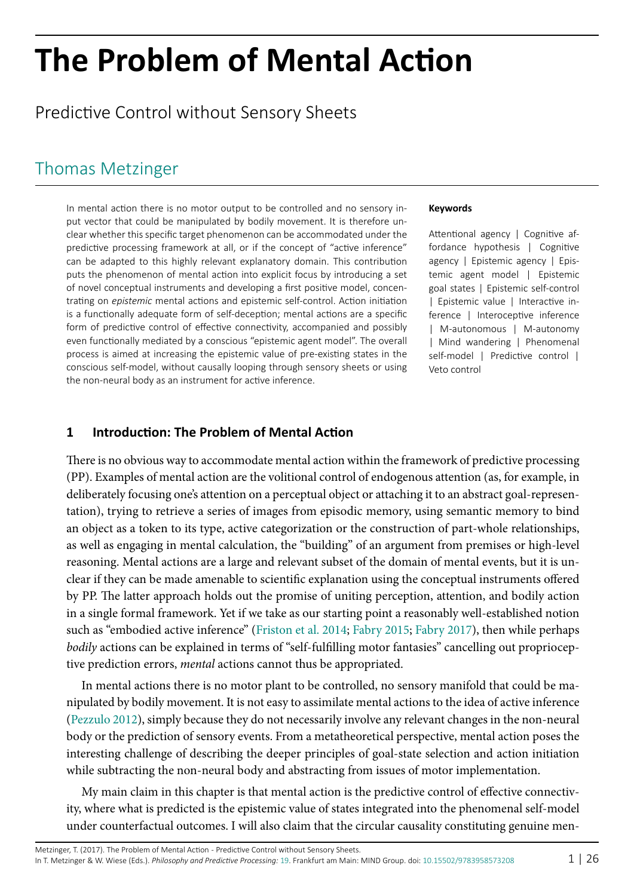# The Problem of Mental Action

## Predictive Control without Sensory Sheets

### Thomas Metzinger

In mental action there is no motor output to be controlled and no sensory input vector that could be manipulated by bodily movement. It is therefore unclear whether this specific target phenomenon can be accommodated under the predictive processing framework at all, or if the concept of "active inference" can be adapted to this highly relevant explanatory domain. This contribution puts the phenomenon of mental action into explicit focus by introducing a set of novel conceptual instruments and developing a first positive model, concentrating on *epistemic* mental actions and epistemic self-control. Action initiation is a functionally adequate form of self-deception; mental actions are a specific form of predictive control of effective connectivity, accompanied and possibly even functionally mediated by a conscious "epistemic agent model". The overall process is aimed at increasing the epistemic value of pre-existing states in the conscious self-model, without causally looping through sensory sheets or using the non-neural body as an instrument for active inference.

**Keywords**

Attentional agency | Cognitive affordance hypothesis | Cognitive agency | Epistemic agency | Epistemic agent model | Epistemic goal states | Epistemic self-control | Epistemic value | Interactive inference | Interoceptive inference | M-autonomous | M-autonomy | Mind wandering | Phenomenal self-model | Predictive control | Veto control

## 1 Introduction: The Problem of Mental Action

There is no obvious way to accommodate mental action within the framework of predictive processing (PP). Examples of mental action are the volitional control of endogenous attention (as, for example, in deliberately focusing one's attention on a perceptual object or attaching it to an abstract goal-representation), trying to retrieve a series of images from episodic memory, using semantic memory to bind an object as a token to its type, active categorization or the construction of part-whole relationships, as well as engaging in mental calculation, the "building" of an argument from premises or high-level reasoning. Mental actions are a large and relevant subset of the domain of mental events, but it is unclear if they can be made amenable to scientific explanation using the conceptual instruments offered by PP. The latter approach holds out the promise of uniting perception, attention, and bodily action in a single formal framework. Yet if we take as our starting point a reasonably well-established notion such as "embodied active inference" (Friston et al. 2014; Fabry 2015; Fabry 2017), then while perhaps *bodily* actions can be explained in terms of "self-fulfilling motor fantasies" cancelling out proprioceptive prediction errors, *mental* actions cannot thus be appropriated.

In mental actions there is no motor plant to be controlled, no sensory manifold that could be manipulated by bodily movement. It is not easy to assimilate mental actions to the idea of active inference (Pezzulo 2012), simply because they do not necessarily involve any relevant changes in the non-neural body or the prediction of sensory events. From a metatheoretical perspective, mental action poses the interesting challenge of describing the deeper principles of goal-state selection and action initiation while subtracting the non-neural body and abstracting from issues of motor implementation.

My main claim in this chapter is that mental action is the predictive control of effective connectivity, where what is predicted is the epistemic value of states integrated into the phenomenal self-model under counterfactual outcomes. I will also claim that the circular causality constituting genuine men-

Metzinger, T. (2017). The Problem of Mental Action - Predictive Control without Sensory Sheets.
In T. Metzinger & W. Wiese (Eds.). *Philosophy and Predictive Processing:* 19. Frankfurt am Main: MIND Group. doi: 10.15502/9783958573208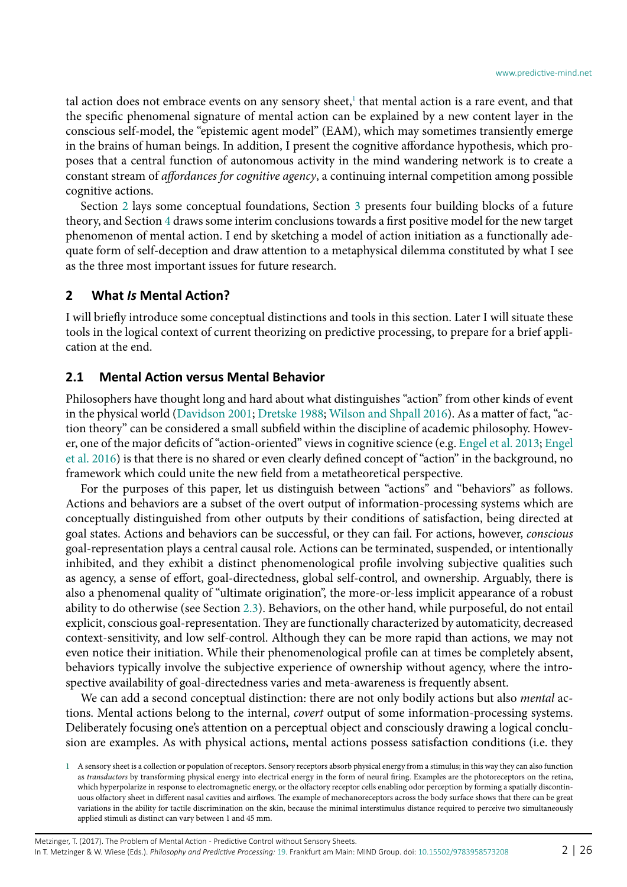tal action does not embrace events on any sensory sheet,[1] that mental action is a rare event, and that the specific phenomenal signature of mental action can be explained by a new content layer in the conscious self-model, the "epistemic agent model" (EAM), which may sometimes transiently emerge in the brains of human beings. In addition, I present the cognitive affordance hypothesis, which proposes that a central function of autonomous activity in the mind wandering network is to create a constant stream of *affordances for cognitive agency*, a continuing internal competition among possible cognitive actions.

Section 2 lays some conceptual foundations, Section 3 presents four building blocks of a future theory, and Section 4 draws some interim conclusions towards a first positive model for the new target phenomenon of mental action. I end by sketching a model of action initiation as a functionally adequate form of self-deception and draw attention to a metaphysical dilemma constituted by what I see as the three most important issues for future research.

## 2 What *Is* Mental Action?

I will briefly introduce some conceptual distinctions and tools in this section. Later I will situate these tools in the logical context of current theorizing on predictive processing, to prepare for a brief application at the end.

### 2.1 Mental Action versus Mental Behavior

Philosophers have thought long and hard about what distinguishes "action" from other kinds of event in the physical world (Davidson 2001; Dretske 1988; Wilson and Shpall 2016). As a matter of fact, "action theory" can be considered a small subfield within the discipline of academic philosophy. However, one of the major deficits of "action-oriented" views in cognitive science (e.g. Engel et al. 2013; Engel et al. 2016) is that there is no shared or even clearly defined concept of "action" in the background, no framework which could unite the new field from a metatheoretical perspective.

For the purposes of this paper, let us distinguish between "actions" and "behaviors" as follows. Actions and behaviors are a subset of the overt output of information-processing systems which are conceptually distinguished from other outputs by their conditions of satisfaction, being directed at goal states. Actions and behaviors can be successful, or they can fail. For actions, however, *conscious* goal-representation plays a central causal role. Actions can be terminated, suspended, or intentionally inhibited, and they exhibit a distinct phenomenological profile involving subjective qualities such as agency, a sense of effort, goal-directedness, global self-control, and ownership. Arguably, there is also a phenomenal quality of "ultimate origination", the more-or-less implicit appearance of a robust ability to do otherwise (see Section 2.3). Behaviors, on the other hand, while purposeful, do not entail explicit, conscious goal-representation. They are functionally characterized by automaticity, decreased context-sensitivity, and low self-control. Although they can be more rapid than actions, we may not even notice their initiation. While their phenomenological profile can at times be completely absent, behaviors typically involve the subjective experience of ownership without agency, where the introspective availability of goal-directedness varies and meta-awareness is frequently absent.

We can add a second conceptual distinction: there are not only bodily actions but also *mental* actions. Mental actions belong to the internal, *covert* output of some information-processing systems. Deliberately focusing one's attention on a perceptual object and consciously drawing a logical conclusion are examples. As with physical actions, mental actions possess satisfaction conditions (i.e. they

[1] A sensory sheet is a collection or population of receptors. Sensory receptors absorb physical energy from a stimulus; in this way they can also function as *transductors* by transforming physical energy into electrical energy in the form of neural firing. Examples are the photoreceptors on the retina, which hyperpolarize in response to electromagnetic energy, or the olfactory receptor cells enabling odor perception by forming a spatially discontinuous olfactory sheet in different nasal cavities and airflows. The example of mechanoreceptors across the body surface shows that there can be great variations in the ability for tactile discrimination on the skin, because the minimal interstimulus distance required to perceive two simultaneously applied stimuli as distinct can vary between 1 and 45 mm.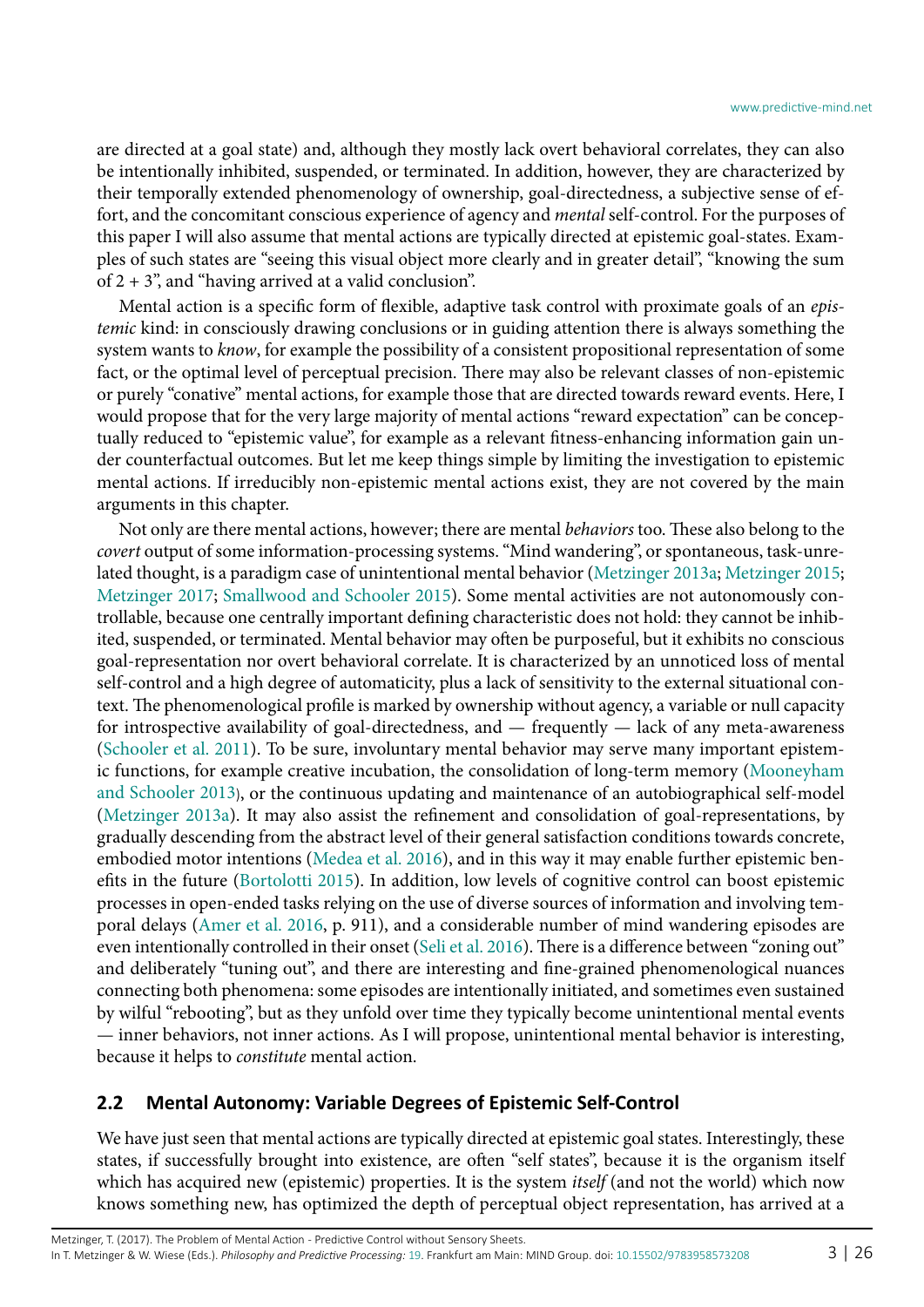are directed at a goal state) and, although they mostly lack overt behavioral correlates, they can also be intentionally inhibited, suspended, or terminated. In addition, however, they are characterized by their temporally extended phenomenology of ownership, goal-directedness, a subjective sense of effort, and the concomitant conscious experience of agency and *mental* self-control. For the purposes of this paper I will also assume that mental actions are typically directed at epistemic goal-states. Examples of such states are "seeing this visual object more clearly and in greater detail", "knowing the sum of 2 + 3", and "having arrived at a valid conclusion".

Mental action is a specific form of flexible, adaptive task control with proximate goals of an *epistemic* kind: in consciously drawing conclusions or in guiding attention there is always something the system wants to *know*, for example the possibility of a consistent propositional representation of some fact, or the optimal level of perceptual precision. There may also be relevant classes of non-epistemic or purely "conative" mental actions, for example those that are directed towards reward events. Here, I would propose that for the very large majority of mental actions "reward expectation" can be conceptually reduced to "epistemic value", for example as a relevant fitness-enhancing information gain under counterfactual outcomes. But let me keep things simple by limiting the investigation to epistemic mental actions. If irreducibly non-epistemic mental actions exist, they are not covered by the main arguments in this chapter.

Not only are there mental actions, however; there are mental *behaviors* too. These also belong to the *covert* output of some information-processing systems. "Mind wandering", or spontaneous, task-unrelated thought, is a paradigm case of unintentional mental behavior (Metzinger 2013a; Metzinger 2015; Metzinger 2017; Smallwood and Schooler 2015). Some mental activities are not autonomously controllable, because one centrally important defining characteristic does not hold: they cannot be inhibited, suspended, or terminated. Mental behavior may often be purposeful, but it exhibits no conscious goal-representation nor overt behavioral correlate. It is characterized by an unnoticed loss of mental self-control and a high degree of automaticity, plus a lack of sensitivity to the external situational context. The phenomenological profile is marked by ownership without agency, a variable or null capacity for introspective availability of goal-directedness, and — frequently — lack of any meta-awareness (Schooler et al. 2011). To be sure, involuntary mental behavior may serve many important epistemic functions, for example creative incubation, the consolidation of long-term memory (Mooneyham and Schooler 2013), or the continuous updating and maintenance of an autobiographical self-model (Metzinger 2013a). It may also assist the refinement and consolidation of goal-representations, by gradually descending from the abstract level of their general satisfaction conditions towards concrete, embodied motor intentions (Medea et al. 2016), and in this way it may enable further epistemic benefits in the future (Bortolotti 2015). In addition, low levels of cognitive control can boost epistemic processes in open-ended tasks relying on the use of diverse sources of information and involving temporal delays (Amer et al. 2016, p. 911), and a considerable number of mind wandering episodes are even intentionally controlled in their onset (Seli et al. 2016). There is a difference between "zoning out" and deliberately "tuning out", and there are interesting and fine-grained phenomenological nuances connecting both phenomena: some episodes are intentionally initiated, and sometimes even sustained by wilful "rebooting", but as they unfold over time they typically become unintentional mental events — inner behaviors, not inner actions. As I will propose, unintentional mental behavior is interesting, because it helps to *constitute* mental action.

## 2.2 Mental Autonomy: Variable Degrees of Epistemic Self-Control

We have just seen that mental actions are typically directed at epistemic goal states. Interestingly, these states, if successfully brought into existence, are often "self states", because it is the organism itself which has acquired new (epistemic) properties. It is the system *itself* (and not the world) which now knows something new, has optimized the depth of perceptual object representation, has arrived at a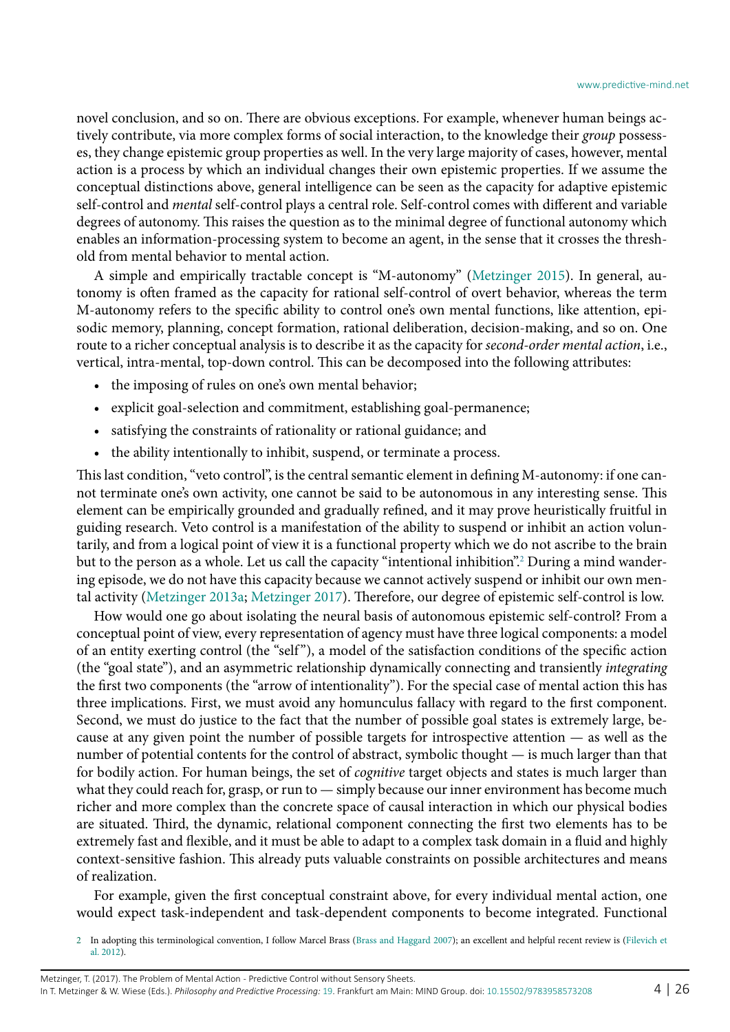novel conclusion, and so on. There are obvious exceptions. For example, whenever human beings actively contribute, via more complex forms of social interaction, to the knowledge their *group* possesses, they change epistemic group properties as well. In the very large majority of cases, however, mental action is a process by which an individual changes their own epistemic properties. If we assume the conceptual distinctions above, general intelligence can be seen as the capacity for adaptive epistemic self-control and *mental* self-control plays a central role. Self-control comes with different and variable degrees of autonomy. This raises the question as to the minimal degree of functional autonomy which enables an information-processing system to become an agent, in the sense that it crosses the threshold from mental behavior to mental action.

A simple and empirically tractable concept is "M-autonomy" (Metzinger 2015). In general, autonomy is often framed as the capacity for rational self-control of overt behavior, whereas the term M-autonomy refers to the specific ability to control one's own mental functions, like attention, episodic memory, planning, concept formation, rational deliberation, decision-making, and so on. One route to a richer conceptual analysis is to describe it as the capacity for *second-order mental action*, i.e., vertical, intra-mental, top-down control. This can be decomposed into the following attributes:

- the imposing of rules on one's own mental behavior;
- explicit goal-selection and commitment, establishing goal-permanence;
- satisfying the constraints of rationality or rational guidance; and
- the ability intentionally to inhibit, suspend, or terminate a process.

This last condition, "veto control", is the central semantic element in defining M-autonomy: if one cannot terminate one's own activity, one cannot be said to be autonomous in any interesting sense. This element can be empirically grounded and gradually refined, and it may prove heuristically fruitful in guiding research. Veto control is a manifestation of the ability to suspend or inhibit an action voluntarily, and from a logical point of view it is a functional property which we do not ascribe to the brain but to the person as a whole. Let us call the capacity "intentional inhibition".[2] During a mind wandering episode, we do not have this capacity because we cannot actively suspend or inhibit our own mental activity (Metzinger 2013a; Metzinger 2017). Therefore, our degree of epistemic self-control is low.

How would one go about isolating the neural basis of autonomous epistemic self-control? From a conceptual point of view, every representation of agency must have three logical components: a model of an entity exerting control (the "self"), a model of the satisfaction conditions of the specific action (the "goal state"), and an asymmetric relationship dynamically connecting and transiently *integrating* the first two components (the "arrow of intentionality"). For the special case of mental action this has three implications. First, we must avoid any homunculus fallacy with regard to the first component. Second, we must do justice to the fact that the number of possible goal states is extremely large, because at any given point the number of possible targets for introspective attention — as well as the number of potential contents for the control of abstract, symbolic thought — is much larger than that for bodily action. For human beings, the set of *cognitive* target objects and states is much larger than what they could reach for, grasp, or run to — simply because our inner environment has become much richer and more complex than the concrete space of causal interaction in which our physical bodies are situated. Third, the dynamic, relational component connecting the first two elements has to be extremely fast and flexible, and it must be able to adapt to a complex task domain in a fluid and highly context-sensitive fashion. This already puts valuable constraints on possible architectures and means of realization.

For example, given the first conceptual constraint above, for every individual mental action, one would expect task-independent and task-dependent components to become integrated. Functional

2 In adopting this terminological convention, I follow Marcel Brass (Brass and Haggard 2007); an excellent and helpful recent review is (Filevich et al. 2012).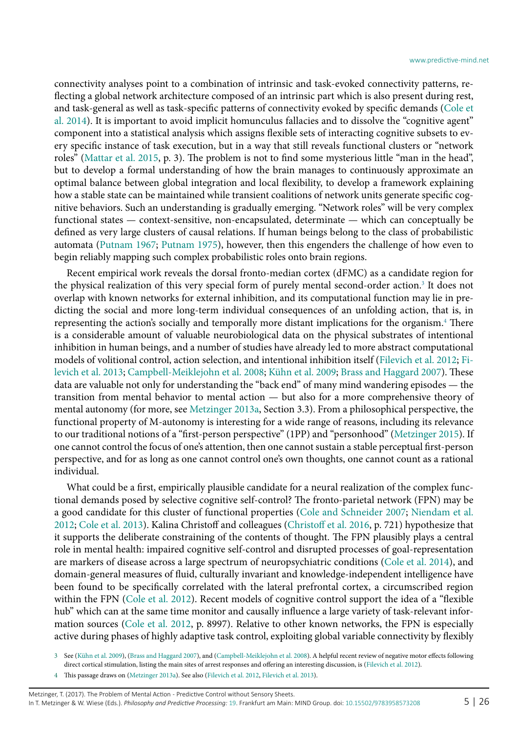connectivity analyses point to a combination of intrinsic and task-evoked connectivity patterns, reflecting a global network architecture composed of an intrinsic part which is also present during rest, and task-general as well as task-specific patterns of connectivity evoked by specific demands (Cole et al. 2014). It is important to avoid implicit homunculus fallacies and to dissolve the "cognitive agent" component into a statistical analysis which assigns flexible sets of interacting cognitive subsets to every specific instance of task execution, but in a way that still reveals functional clusters or "network roles" (Mattar et al. 2015, p. 3). The problem is not to find some mysterious little "man in the head", but to develop a formal understanding of how the brain manages to continuously approximate an optimal balance between global integration and local flexibility, to develop a framework explaining how a stable state can be maintained while transient coalitions of network units generate specific cognitive behaviors. Such an understanding is gradually emerging. "Network roles" will be very complex functional states — context-sensitive, non-encapsulated, determinate — which can conceptually be defined as very large clusters of causal relations. If human beings belong to the class of probabilistic automata (Putnam 1967; Putnam 1975), however, then this engenders the challenge of how even to begin reliably mapping such complex probabilistic roles onto brain regions.

Recent empirical work reveals the dorsal fronto-median cortex (dFMC) as a candidate region for the physical realization of this very special form of purely mental second-order action.[3] It does not overlap with known networks for external inhibition, and its computational function may lie in predicting the social and more long-term individual consequences of an unfolding action, that is, in representing the action's socially and temporally more distant implications for the organism.[4] There is a considerable amount of valuable neurobiological data on the physical substrates of intentional inhibition in human beings, and a number of studies have already led to more abstract computational models of volitional control, action selection, and intentional inhibition itself (Filevich et al. 2012; Filevich et al. 2013; Campbell-Meiklejohn et al. 2008; Kühn et al. 2009; Brass and Haggard 2007). These data are valuable not only for understanding the "back end" of many mind wandering episodes — the transition from mental behavior to mental action — but also for a more comprehensive theory of mental autonomy (for more, see Metzinger 2013a, Section 3.3). From a philosophical perspective, the functional property of M-autonomy is interesting for a wide range of reasons, including its relevance to our traditional notions of a "first-person perspective" (1PP) and "personhood" (Metzinger 2015). If one cannot control the focus of one's attention, then one cannot sustain a stable perceptual first-person perspective, and for as long as one cannot control one's own thoughts, one cannot count as a rational individual.

What could be a first, empirically plausible candidate for a neural realization of the complex functional demands posed by selective cognitive self-control? The fronto-parietal network (FPN) may be a good candidate for this cluster of functional properties (Cole and Schneider 2007; Niendam et al. 2012; Cole et al. 2013). Kalina Christoff and colleagues (Christoff et al. 2016, p. 721) hypothesize that it supports the deliberate constraining of the contents of thought. The FPN plausibly plays a central role in mental health: impaired cognitive self-control and disrupted processes of goal-representation are markers of disease across a large spectrum of neuropsychiatric conditions (Cole et al. 2014), and domain-general measures of fluid, culturally invariant and knowledge-independent intelligence have been found to be specifically correlated with the lateral prefrontal cortex, a circumscribed region within the FPN (Cole et al. 2012). Recent models of cognitive control support the idea of a "flexible hub" which can at the same time monitor and causally influence a large variety of task-relevant information sources (Cole et al. 2012, p. 8997). Relative to other known networks, the FPN is especially active during phases of highly adaptive task control, exploiting global variable connectivity by flexibly

3 See (Kühn et al. 2009), (Brass and Haggard 2007), and (Campbell-Meiklejohn et al. 2008). A helpful recent review of negative motor effects following direct cortical stimulation, listing the main sites of arrest responses and offering an interesting discussion, is (Filevich et al. 2012).

4 This passage draws on (Metzinger 2013a). See also (Filevich et al. 2012, Filevich et al. 2013).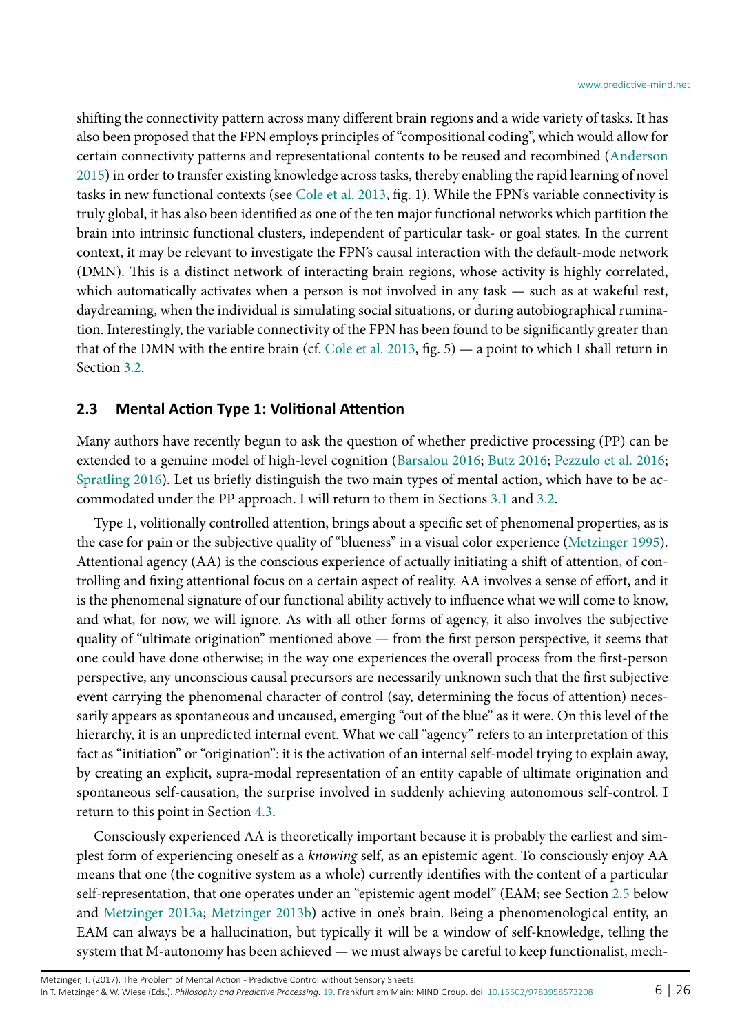shifting the connectivity pattern across many different brain regions and a wide variety of tasks. It has also been proposed that the FPN employs principles of "compositional coding", which would allow for certain connectivity patterns and representational contents to be reused and recombined (Anderson 2015) in order to transfer existing knowledge across tasks, thereby enabling the rapid learning of novel tasks in new functional contexts (see Cole et al. 2013, fig. 1). While the FPN's variable connectivity is truly global, it has also been identified as one of the ten major functional networks which partition the brain into intrinsic functional clusters, independent of particular task- or goal states. In the current context, it may be relevant to investigate the FPN's causal interaction with the default-mode network (DMN). This is a distinct network of interacting brain regions, whose activity is highly correlated, which automatically activates when a person is not involved in any task — such as at wakeful rest, daydreaming, when the individual is simulating social situations, or during autobiographical rumination. Interestingly, the variable connectivity of the FPN has been found to be significantly greater than that of the DMN with the entire brain (cf. Cole et al. 2013, fig. 5) — a point to which I shall return in Section 3.2.

## 2.3 Mental Action Type 1: Volitional Attention

Many authors have recently begun to ask the question of whether predictive processing (PP) can be extended to a genuine model of high-level cognition (Barsalou 2016; Butz 2016; Pezzulo et al. 2016; Spratling 2016). Let us briefly distinguish the two main types of mental action, which have to be accommodated under the PP approach. I will return to them in Sections 3.1 and 3.2.

Type 1, volitionally controlled attention, brings about a specific set of phenomenal properties, as is the case for pain or the subjective quality of "blueness" in a visual color experience (Metzinger 1995). Attentional agency (AA) is the conscious experience of actually initiating a shift of attention, of controlling and fixing attentional focus on a certain aspect of reality. AA involves a sense of effort, and it is the phenomenal signature of our functional ability actively to influence what we will come to know, and what, for now, we will ignore. As with all other forms of agency, it also involves the subjective quality of "ultimate origination" mentioned above — from the first person perspective, it seems that one could have done otherwise; in the way one experiences the overall process from the first-person perspective, any unconscious causal precursors are necessarily unknown such that the first subjective event carrying the phenomenal character of control (say, determining the focus of attention) necessarily appears as spontaneous and uncaused, emerging "out of the blue" as it were. On this level of the hierarchy, it is an unpredicted internal event. What we call "agency" refers to an interpretation of this fact as "initiation" or "origination": it is the activation of an internal self-model trying to explain away, by creating an explicit, supra-modal representation of an entity capable of ultimate origination and spontaneous self-causation, the surprise involved in suddenly achieving autonomous self-control. I return to this point in Section 4.3.

Consciously experienced AA is theoretically important because it is probably the earliest and simplest form of experiencing oneself as a *knowing* self, as an epistemic agent. To consciously enjoy AA means that one (the cognitive system as a whole) currently identifies with the content of a particular self-representation, that one operates under an "epistemic agent model" (EAM; see Section 2.5 below and Metzinger 2013a; Metzinger 2013b) active in one's brain. Being a phenomenological entity, an EAM can always be a hallucination, but typically it will be a window of self-knowledge, telling the system that M-autonomy has been achieved — we must always be careful to keep functionalist, mech-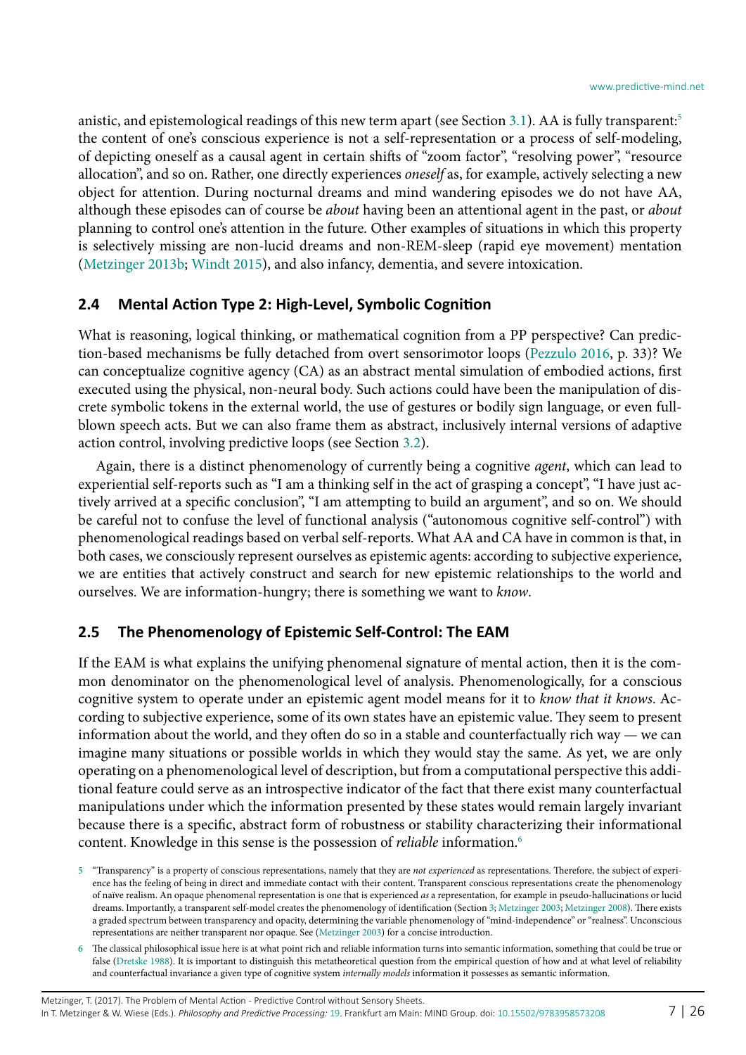anistic, and epistemological readings of this new term apart (see Section 3.1). AA is fully transparent:[5] the content of one's conscious experience is not a self-representation or a process of self-modeling, of depicting oneself as a causal agent in certain shifts of "zoom factor", "resolving power", "resource allocation", and so on. Rather, one directly experiences *oneself* as, for example, actively selecting a new object for attention. During nocturnal dreams and mind wandering episodes we do not have AA, although these episodes can of course be *about* having been an attentional agent in the past, or *about* planning to control one's attention in the future. Other examples of situations in which this property is selectively missing are non-lucid dreams and non-REM-sleep (rapid eye movement) mentation (Metzinger 2013b; Windt 2015), and also infancy, dementia, and severe intoxication.

## 2.4 Mental Action Type 2: High-Level, Symbolic Cognition

What is reasoning, logical thinking, or mathematical cognition from a PP perspective? Can prediction-based mechanisms be fully detached from overt sensorimotor loops (Pezzulo 2016, p. 33)? We can conceptualize cognitive agency (CA) as an abstract mental simulation of embodied actions, first executed using the physical, non-neural body. Such actions could have been the manipulation of discrete symbolic tokens in the external world, the use of gestures or bodily sign language, or even full-blown speech acts. But we can also frame them as abstract, inclusively internal versions of adaptive action control, involving predictive loops (see Section 3.2).

Again, there is a distinct phenomenology of currently being a cognitive *agent*, which can lead to experiential self-reports such as "I am a thinking self in the act of grasping a concept", "I have just actively arrived at a specific conclusion", "I am attempting to build an argument", and so on. We should be careful not to confuse the level of functional analysis ("autonomous cognitive self-control") with phenomenological readings based on verbal self-reports. What AA and CA have in common is that, in both cases, we consciously represent ourselves as epistemic agents: according to subjective experience, we are entities that actively construct and search for new epistemic relationships to the world and ourselves. We are information-hungry; there is something we want to *know*.

## 2.5 The Phenomenology of Epistemic Self-Control: The EAM

If the EAM is what explains the unifying phenomenal signature of mental action, then it is the common denominator on the phenomenological level of analysis. Phenomenologically, for a conscious cognitive system to operate under an epistemic agent model means for it to *know that it knows*. According to subjective experience, some of its own states have an epistemic value. They seem to present information about the world, and they often do so in a stable and counterfactually rich way — we can imagine many situations or possible worlds in which they would stay the same. As yet, we are only operating on a phenomenological level of description, but from a computational perspective this additional feature could serve as an introspective indicator of the fact that there exist many counterfactual manipulations under which the information presented by these states would remain largely invariant because there is a specific, abstract form of robustness or stability characterizing their informational content. Knowledge in this sense is the possession of *reliable* information.[6]

[5] "Transparency" is a property of conscious representations, namely that they are *not experienced* as representations. Therefore, the subject of experience has the feeling of being in direct and immediate contact with their content. Transparent conscious representations create the phenomenology of naïve realism. An opaque phenomenal representation is one that is experienced *as* a representation, for example in pseudo-hallucinations or lucid dreams. Importantly, a transparent self-model creates the phenomenology of identification (Section 3; Metzinger 2003; Metzinger 2008). There exists a graded spectrum between transparency and opacity, determining the variable phenomenology of "mind-independence" or "realness". Unconscious representations are neither transparent nor opaque. See (Metzinger 2003) for a concise introduction.

[6] The classical philosophical issue here is at what point rich and reliable information turns into semantic information, something that could be true or false (Dretske 1988). It is important to distinguish this metatheoretical question from the empirical question of how and at what level of reliability and counterfactual invariance a given type of cognitive system *internally models* information it possesses as semantic information.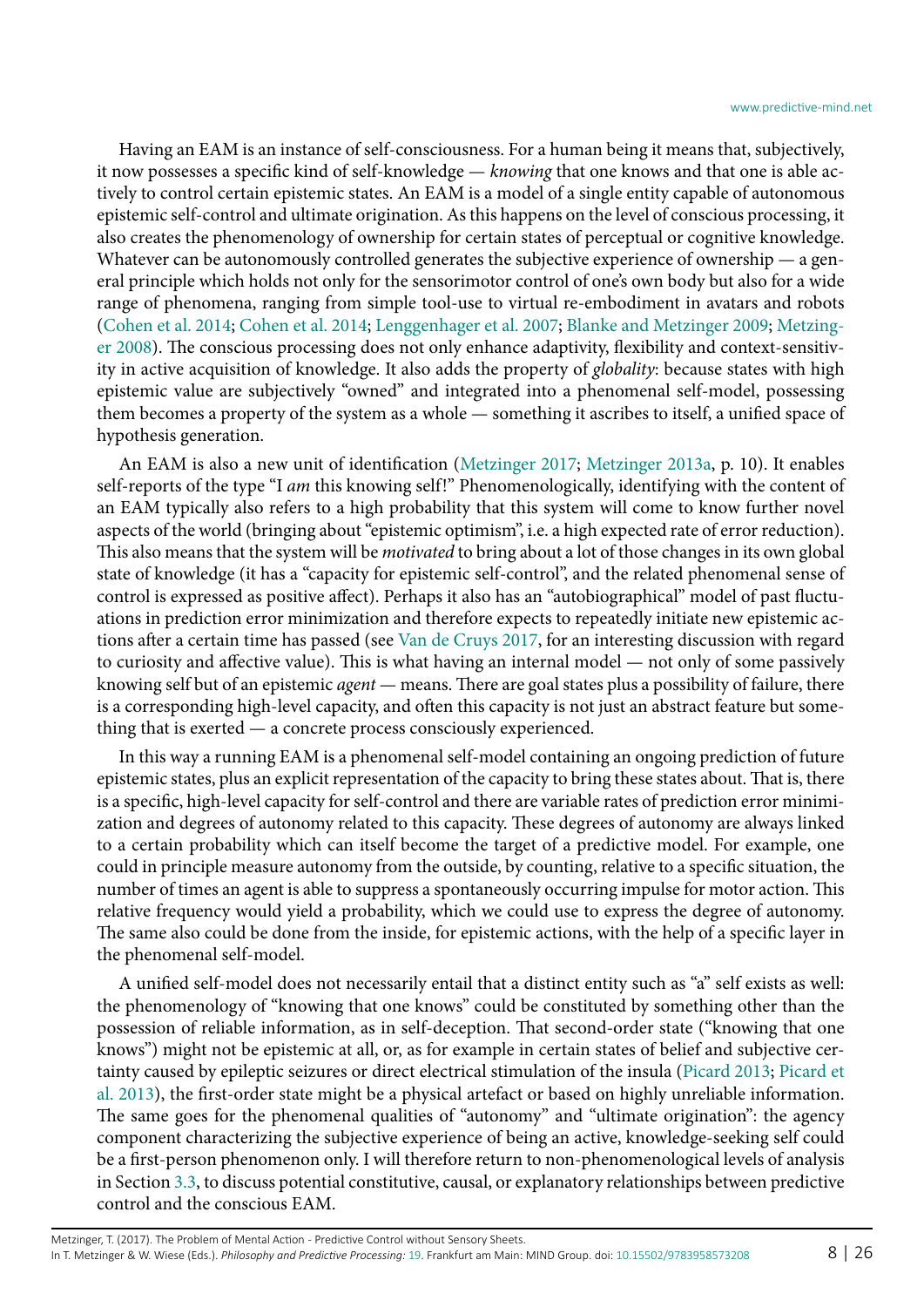Having an EAM is an instance of self-consciousness. For a human being it means that, subjectively, it now possesses a specific kind of self-knowledge — *knowing* that one knows and that one is able actively to control certain epistemic states. An EAM is a model of a single entity capable of autonomous epistemic self-control and ultimate origination. As this happens on the level of conscious processing, it also creates the phenomenology of ownership for certain states of perceptual or cognitive knowledge. Whatever can be autonomously controlled generates the subjective experience of ownership — a general principle which holds not only for the sensorimotor control of one's own body but also for a wide range of phenomena, ranging from simple tool-use to virtual re-embodiment in avatars and robots (Cohen et al. 2014; Cohen et al. 2014; Lenggenhager et al. 2007; Blanke and Metzinger 2009; Metzinger 2008). The conscious processing does not only enhance adaptivity, flexibility and context-sensitivity in active acquisition of knowledge. It also adds the property of *globality*: because states with high epistemic value are subjectively "owned" and integrated into a phenomenal self-model, possessing them becomes a property of the system as a whole — something it ascribes to itself, a unified space of hypothesis generation.

An EAM is also a new unit of identification (Metzinger 2017; Metzinger 2013a, p. 10). It enables self-reports of the type "I *am* this knowing self!" Phenomenologically, identifying with the content of an EAM typically also refers to a high probability that this system will come to know further novel aspects of the world (bringing about "epistemic optimism", i.e. a high expected rate of error reduction). This also means that the system will be *motivated* to bring about a lot of those changes in its own global state of knowledge (it has a "capacity for epistemic self-control", and the related phenomenal sense of control is expressed as positive affect). Perhaps it also has an "autobiographical" model of past fluctuations in prediction error minimization and therefore expects to repeatedly initiate new epistemic actions after a certain time has passed (see Van de Cruys 2017, for an interesting discussion with regard to curiosity and affective value). This is what having an internal model — not only of some passively knowing self but of an epistemic *agent* — means. There are goal states plus a possibility of failure, there is a corresponding high-level capacity, and often this capacity is not just an abstract feature but something that is exerted — a concrete process consciously experienced.

In this way a running EAM is a phenomenal self-model containing an ongoing prediction of future epistemic states, plus an explicit representation of the capacity to bring these states about. That is, there is a specific, high-level capacity for self-control and there are variable rates of prediction error minimization and degrees of autonomy related to this capacity. These degrees of autonomy are always linked to a certain probability which can itself become the target of a predictive model. For example, one could in principle measure autonomy from the outside, by counting, relative to a specific situation, the number of times an agent is able to suppress a spontaneously occurring impulse for motor action. This relative frequency would yield a probability, which we could use to express the degree of autonomy. The same also could be done from the inside, for epistemic actions, with the help of a specific layer in the phenomenal self-model.

A unified self-model does not necessarily entail that a distinct entity such as "a" self exists as well: the phenomenology of "knowing that one knows" could be constituted by something other than the possession of reliable information, as in self-deception. That second-order state ("knowing that one knows") might not be epistemic at all, or, as for example in certain states of belief and subjective certainty caused by epileptic seizures or direct electrical stimulation of the insula (Picard 2013; Picard et al. 2013), the first-order state might be a physical artefact or based on highly unreliable information. The same goes for the phenomenal qualities of "autonomy" and "ultimate origination": the agency component characterizing the subjective experience of being an active, knowledge-seeking self could be a first-person phenomenon only. I will therefore return to non-phenomenological levels of analysis in Section 3.3, to discuss potential constitutive, causal, or explanatory relationships between predictive control and the conscious EAM.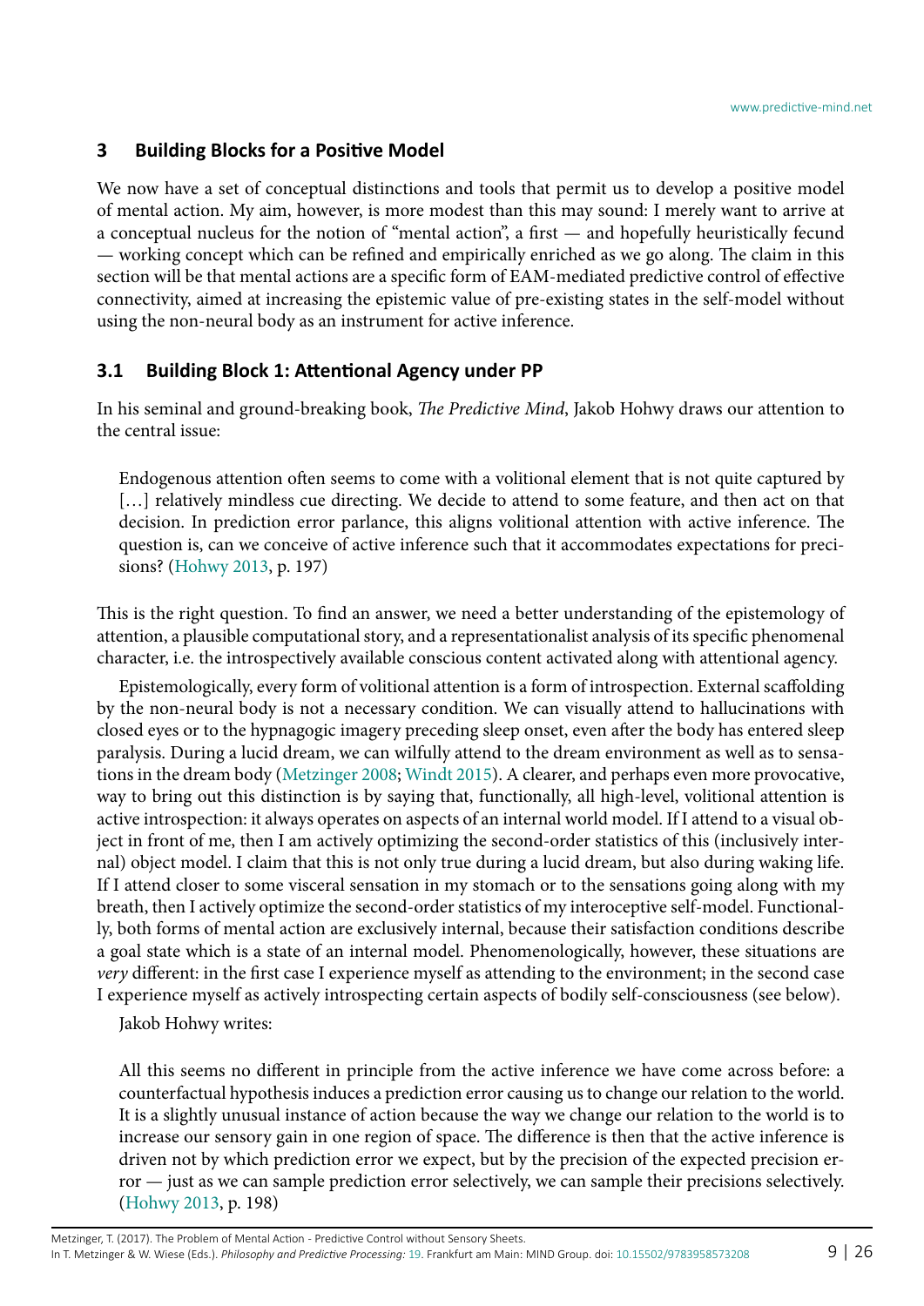## 3 Building Blocks for a Positive Model

We now have a set of conceptual distinctions and tools that permit us to develop a positive model of mental action. My aim, however, is more modest than this may sound: I merely want to arrive at a conceptual nucleus for the notion of "mental action", a first — and hopefully heuristically fecund — working concept which can be refined and empirically enriched as we go along. The claim in this section will be that mental actions are a specific form of EAM-mediated predictive control of effective connectivity, aimed at increasing the epistemic value of pre-existing states in the self-model without using the non-neural body as an instrument for active inference.

### 3.1 Building Block 1: Attentional Agency under PP

In his seminal and ground-breaking book, *The Predictive Mind*, Jakob Hohwy draws our attention to the central issue:

> Endogenous attention often seems to come with a volitional element that is not quite captured by […] relatively mindless cue directing. We decide to attend to some feature, and then act on that decision. In prediction error parlance, this aligns volitional attention with active inference. The question is, can we conceive of active inference such that it accommodates expectations for precisions? (Hohwy 2013, p. 197)

This is the right question. To find an answer, we need a better understanding of the epistemology of attention, a plausible computational story, and a representationalist analysis of its specific phenomenal character, i.e. the introspectively available conscious content activated along with attentional agency.

Epistemologically, every form of volitional attention is a form of introspection. External scaffolding by the non-neural body is not a necessary condition. We can visually attend to hallucinations with closed eyes or to the hypnagogic imagery preceding sleep onset, even after the body has entered sleep paralysis. During a lucid dream, we can wilfully attend to the dream environment as well as to sensations in the dream body (Metzinger 2008; Windt 2015). A clearer, and perhaps even more provocative, way to bring out this distinction is by saying that, functionally, all high-level, volitional attention is active introspection: it always operates on aspects of an internal world model. If I attend to a visual object in front of me, then I am actively optimizing the second-order statistics of this (inclusively internal) object model. I claim that this is not only true during a lucid dream, but also during waking life. If I attend closer to some visceral sensation in my stomach or to the sensations going along with my breath, then I actively optimize the second-order statistics of my interoceptive self-model. Functionally, both forms of mental action are exclusively internal, because their satisfaction conditions describe a goal state which is a state of an internal model. Phenomenologically, however, these situations are *very* different: in the first case I experience myself as attending to the environment; in the second case I experience myself as actively introspecting certain aspects of bodily self-consciousness (see below).

Jakob Hohwy writes:

> All this seems no different in principle from the active inference we have come across before: a counterfactual hypothesis induces a prediction error causing us to change our relation to the world. It is a slightly unusual instance of action because the way we change our relation to the world is to increase our sensory gain in one region of space. The difference is then that the active inference is driven not by which prediction error we expect, but by the precision of the expected precision error — just as we can sample prediction error selectively, we can sample their precisions selectively. (Hohwy 2013, p. 198)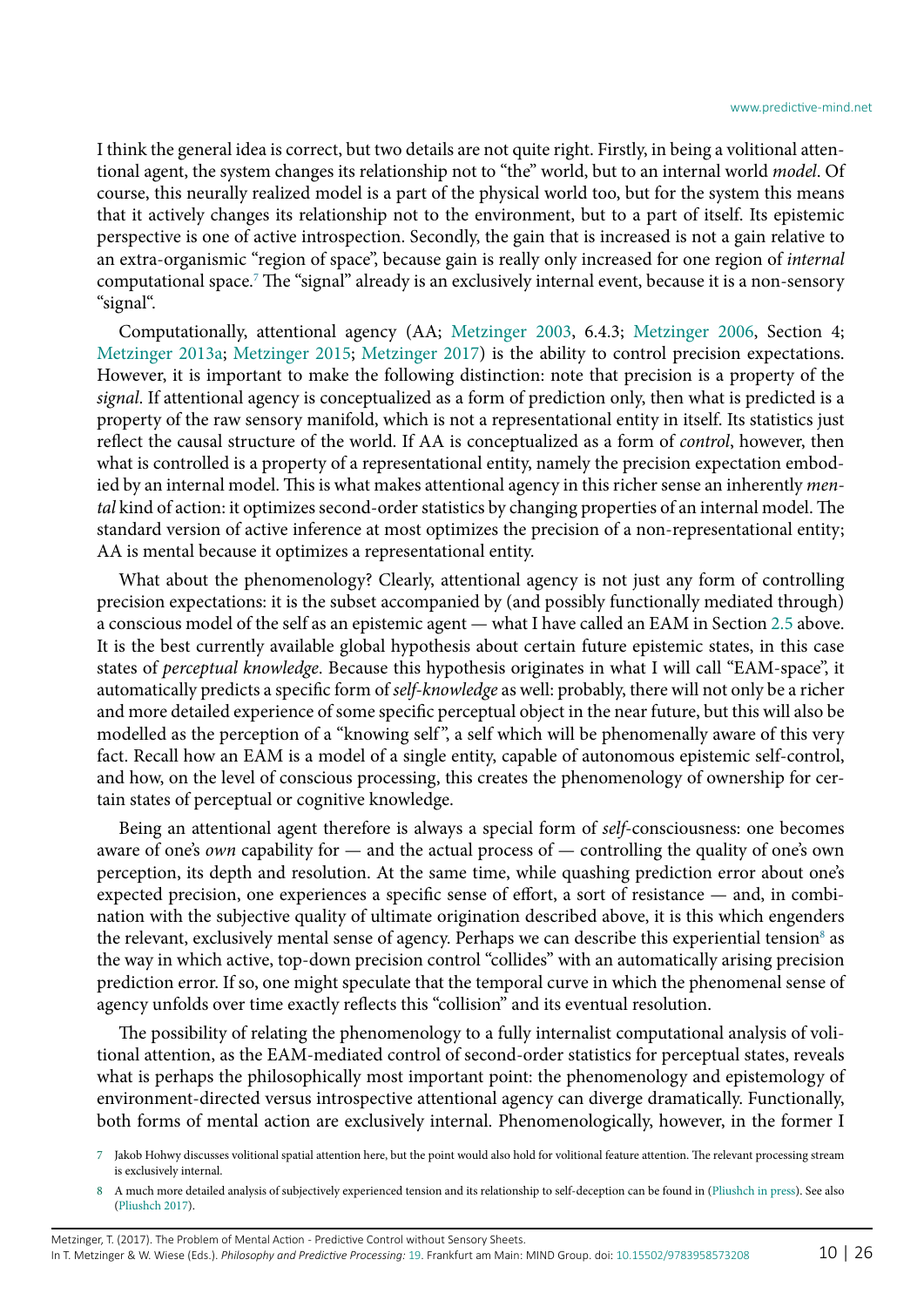I think the general idea is correct, but two details are not quite right. Firstly, in being a volitional attentional agent, the system changes its relationship not to "the" world, but to an internal world *model*. Of course, this neurally realized model is a part of the physical world too, but for the system this means that it actively changes its relationship not to the environment, but to a part of itself. Its epistemic perspective is one of active introspection. Secondly, the gain that is increased is not a gain relative to an extra-organismic "region of space", because gain is really only increased for one region of *internal* computational space.[7] The "signal" already is an exclusively internal event, because it is a non-sensory "signal".

Computationally, attentional agency (AA; Metzinger 2003, 6.4.3; Metzinger 2006, Section 4; Metzinger 2013a; Metzinger 2015; Metzinger 2017) is the ability to control precision expectations. However, it is important to make the following distinction: note that precision is a property of the *signal*. If attentional agency is conceptualized as a form of prediction only, then what is predicted is a property of the raw sensory manifold, which is not a representational entity in itself. Its statistics just reflect the causal structure of the world. If AA is conceptualized as a form of *control*, however, then what is controlled is a property of a representational entity, namely the precision expectation embodied by an internal model. This is what makes attentional agency in this richer sense an inherently *mental* kind of action: it optimizes second-order statistics by changing properties of an internal model. The standard version of active inference at most optimizes the precision of a non-representational entity; AA is mental because it optimizes a representational entity.

What about the phenomenology? Clearly, attentional agency is not just any form of controlling precision expectations: it is the subset accompanied by (and possibly functionally mediated through) a conscious model of the self as an epistemic agent — what I have called an EAM in Section 2.5 above. It is the best currently available global hypothesis about certain future epistemic states, in this case states of *perceptual knowledge*. Because this hypothesis originates in what I will call "EAM-space", it automatically predicts a specific form of *self-knowledge* as well: probably, there will not only be a richer and more detailed experience of some specific perceptual object in the near future, but this will also be modelled as the perception of a "knowing self", a self which will be phenomenally aware of this very fact. Recall how an EAM is a model of a single entity, capable of autonomous epistemic self-control, and how, on the level of conscious processing, this creates the phenomenology of ownership for certain states of perceptual or cognitive knowledge.

Being an attentional agent therefore is always a special form of *self*-consciousness: one becomes aware of one's *own* capability for — and the actual process of — controlling the quality of one's own perception, its depth and resolution. At the same time, while quashing prediction error about one's expected precision, one experiences a specific sense of effort, a sort of resistance — and, in combination with the subjective quality of ultimate origination described above, it is this which engenders the relevant, exclusively mental sense of agency. Perhaps we can describe this experiential tension[8] as the way in which active, top-down precision control "collides" with an automatically arising precision prediction error. If so, one might speculate that the temporal curve in which the phenomenal sense of agency unfolds over time exactly reflects this "collision" and its eventual resolution.

The possibility of relating the phenomenology to a fully internalist computational analysis of volitional attention, as the EAM-mediated control of second-order statistics for perceptual states, reveals what is perhaps the philosophically most important point: the phenomenology and epistemology of environment-directed versus introspective attentional agency can diverge dramatically. Functionally, both forms of mental action are exclusively internal. Phenomenologically, however, in the former I

[7] Jakob Hohwy discusses volitional spatial attention here, but the point would also hold for volitional feature attention. The relevant processing stream is exclusively internal.

[8] A much more detailed analysis of subjectively experienced tension and its relationship to self-deception can be found in (Pliushch in press). See also (Pliushch 2017).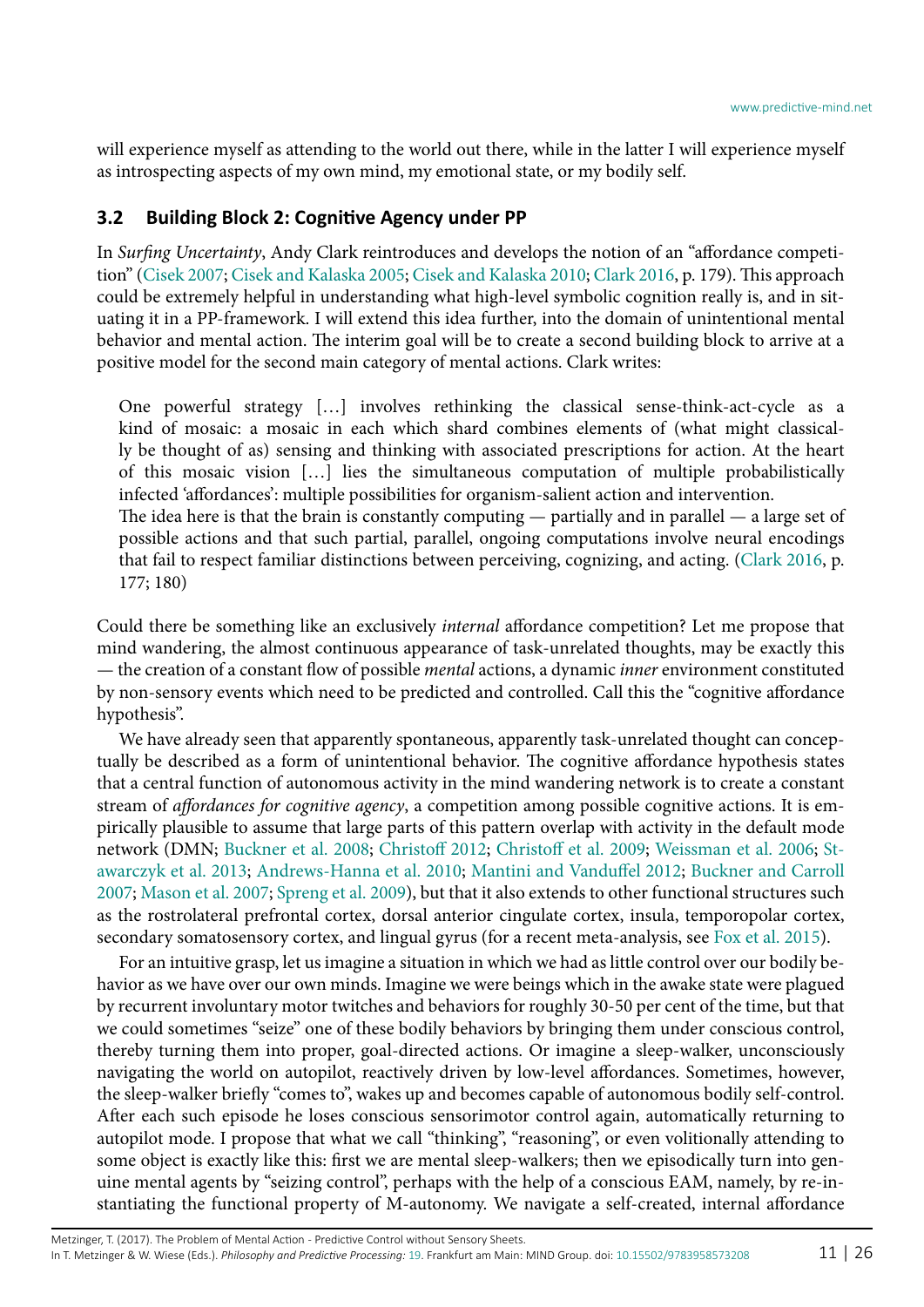will experience myself as attending to the world out there, while in the latter I will experience myself as introspecting aspects of my own mind, my emotional state, or my bodily self.

### 3.2 Building Block 2: Cognitive Agency under PP

In *Surfing Uncertainty*, Andy Clark reintroduces and develops the notion of an "affordance competition" (Cisek 2007; Cisek and Kalaska 2005; Cisek and Kalaska 2010; Clark 2016, p. 179). This approach could be extremely helpful in understanding what high-level symbolic cognition really is, and in situating it in a PP-framework. I will extend this idea further, into the domain of unintentional mental behavior and mental action. The interim goal will be to create a second building block to arrive at a positive model for the second main category of mental actions. Clark writes:

> One powerful strategy […] involves rethinking the classical sense-think-act-cycle as a kind of mosaic: a mosaic in each which shard combines elements of (what might classically be thought of as) sensing and thinking with associated prescriptions for action. At the heart of this mosaic vision […] lies the simultaneous computation of multiple probabilistically infected 'affordances': multiple possibilities for organism-salient action and intervention.
> The idea here is that the brain is constantly computing — partially and in parallel — a large set of possible actions and that such partial, parallel, ongoing computations involve neural encodings that fail to respect familiar distinctions between perceiving, cognizing, and acting. (Clark 2016, p. 177; 180)

Could there be something like an exclusively *internal* affordance competition? Let me propose that mind wandering, the almost continuous appearance of task-unrelated thoughts, may be exactly this — the creation of a constant flow of possible *mental* actions, a dynamic *inner* environment constituted by non-sensory events which need to be predicted and controlled. Call this the "cognitive affordance hypothesis".

We have already seen that apparently spontaneous, apparently task-unrelated thought can conceptually be described as a form of unintentional behavior. The cognitive affordance hypothesis states that a central function of autonomous activity in the mind wandering network is to create a constant stream of *affordances for cognitive agency*, a competition among possible cognitive actions. It is empirically plausible to assume that large parts of this pattern overlap with activity in the default mode network (DMN; Buckner et al. 2008; Christoff 2012; Christoff et al. 2009; Weissman et al. 2006; Stawarczyk et al. 2013; Andrews-Hanna et al. 2010; Mantini and Vanduffel 2012; Buckner and Carroll 2007; Mason et al. 2007; Spreng et al. 2009), but that it also extends to other functional structures such as the rostrolateral prefrontal cortex, dorsal anterior cingulate cortex, insula, temporopolar cortex, secondary somatosensory cortex, and lingual gyrus (for a recent meta-analysis, see Fox et al. 2015).

For an intuitive grasp, let us imagine a situation in which we had as little control over our bodily behavior as we have over our own minds. Imagine we were beings which in the awake state were plagued by recurrent involuntary motor twitches and behaviors for roughly 30-50 per cent of the time, but that we could sometimes "seize" one of these bodily behaviors by bringing them under conscious control, thereby turning them into proper, goal-directed actions. Or imagine a sleep-walker, unconsciously navigating the world on autopilot, reactively driven by low-level affordances. Sometimes, however, the sleep-walker briefly "comes to", wakes up and becomes capable of autonomous bodily self-control. After each such episode he loses conscious sensorimotor control again, automatically returning to autopilot mode. I propose that what we call "thinking", "reasoning", or even volitionally attending to some object is exactly like this: first we are mental sleep-walkers; then we episodically turn into genuine mental agents by "seizing control", perhaps with the help of a conscious EAM, namely, by re-instantiating the functional property of M-autonomy. We navigate a self-created, internal affordance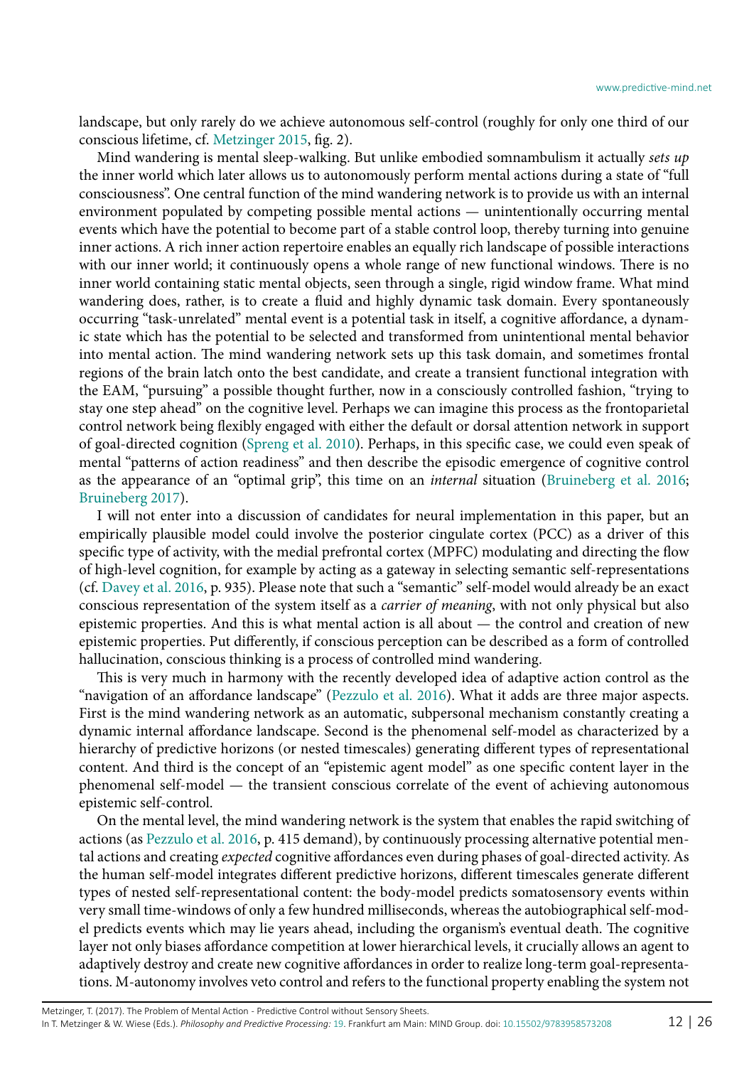landscape, but only rarely do we achieve autonomous self-control (roughly for only one third of our conscious lifetime, cf. Metzinger 2015, fig. 2).

Mind wandering is mental sleep-walking. But unlike embodied somnambulism it actually *sets up* the inner world which later allows us to autonomously perform mental actions during a state of "full consciousness". One central function of the mind wandering network is to provide us with an internal environment populated by competing possible mental actions — unintentionally occurring mental events which have the potential to become part of a stable control loop, thereby turning into genuine inner actions. A rich inner action repertoire enables an equally rich landscape of possible interactions with our inner world; it continuously opens a whole range of new functional windows. There is no inner world containing static mental objects, seen through a single, rigid window frame. What mind wandering does, rather, is to create a fluid and highly dynamic task domain. Every spontaneously occurring "task-unrelated" mental event is a potential task in itself, a cognitive affordance, a dynamic state which has the potential to be selected and transformed from unintentional mental behavior into mental action. The mind wandering network sets up this task domain, and sometimes frontal regions of the brain latch onto the best candidate, and create a transient functional integration with the EAM, "pursuing" a possible thought further, now in a consciously controlled fashion, "trying to stay one step ahead" on the cognitive level. Perhaps we can imagine this process as the frontoparietal control network being flexibly engaged with either the default or dorsal attention network in support of goal-directed cognition (Spreng et al. 2010). Perhaps, in this specific case, we could even speak of mental "patterns of action readiness" and then describe the episodic emergence of cognitive control as the appearance of an "optimal grip", this time on an *internal* situation (Bruineberg et al. 2016; Bruineberg 2017).

I will not enter into a discussion of candidates for neural implementation in this paper, but an empirically plausible model could involve the posterior cingulate cortex (PCC) as a driver of this specific type of activity, with the medial prefrontal cortex (MPFC) modulating and directing the flow of high-level cognition, for example by acting as a gateway in selecting semantic self-representations (cf. Davey et al. 2016, p. 935). Please note that such a "semantic" self-model would already be an exact conscious representation of the system itself as a *carrier of meaning*, with not only physical but also epistemic properties. And this is what mental action is all about — the control and creation of new epistemic properties. Put differently, if conscious perception can be described as a form of controlled hallucination, conscious thinking is a process of controlled mind wandering.

This is very much in harmony with the recently developed idea of adaptive action control as the "navigation of an affordance landscape" (Pezzulo et al. 2016). What it adds are three major aspects. First is the mind wandering network as an automatic, subpersonal mechanism constantly creating a dynamic internal affordance landscape. Second is the phenomenal self-model as characterized by a hierarchy of predictive horizons (or nested timescales) generating different types of representational content. And third is the concept of an "epistemic agent model" as one specific content layer in the phenomenal self-model — the transient conscious correlate of the event of achieving autonomous epistemic self-control.

On the mental level, the mind wandering network is the system that enables the rapid switching of actions (as Pezzulo et al. 2016, p. 415 demand), by continuously processing alternative potential mental actions and creating *expected* cognitive affordances even during phases of goal-directed activity. As the human self-model integrates different predictive horizons, different timescales generate different types of nested self-representational content: the body-model predicts somatosensory events within very small time-windows of only a few hundred milliseconds, whereas the autobiographical self-model predicts events which may lie years ahead, including the organism's eventual death. The cognitive layer not only biases affordance competition at lower hierarchical levels, it crucially allows an agent to adaptively destroy and create new cognitive affordances in order to realize long-term goal-representations. M-autonomy involves veto control and refers to the functional property enabling the system not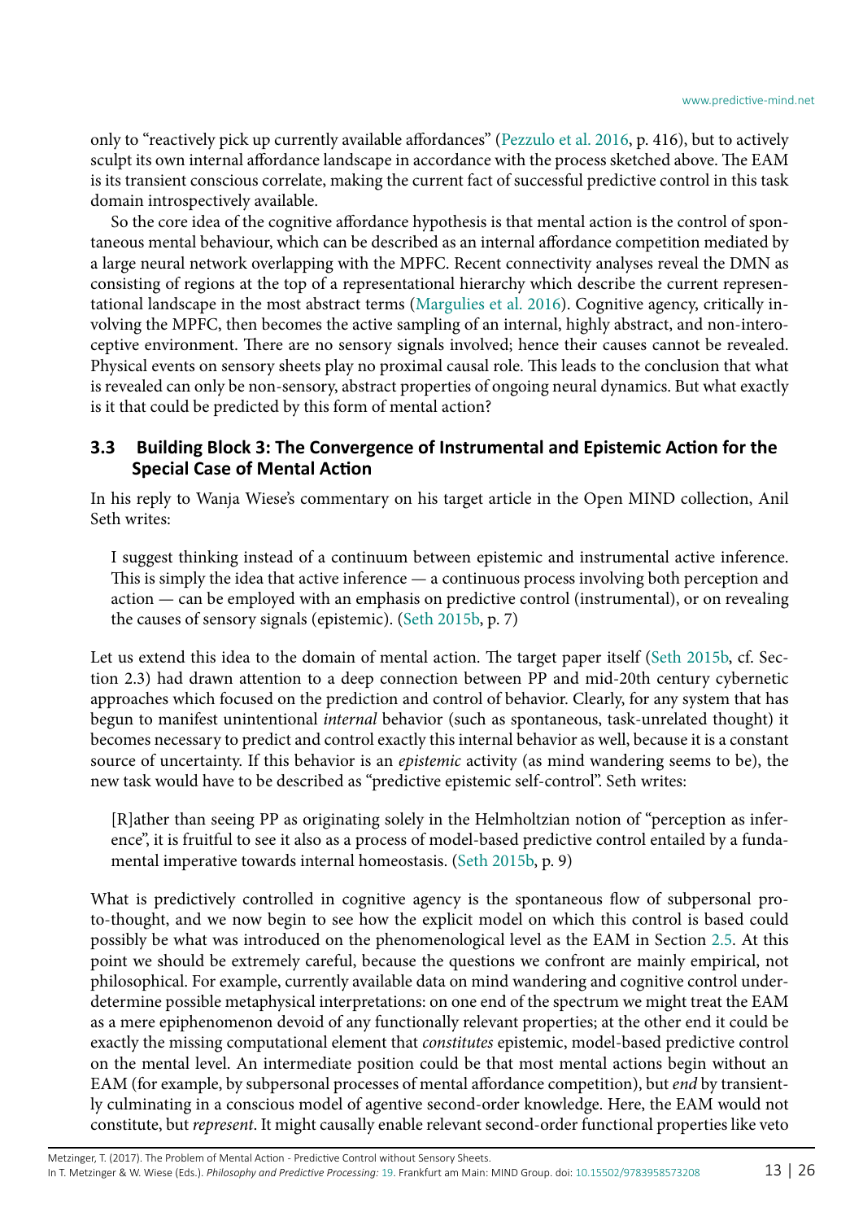only to "reactively pick up currently available affordances" (Pezzulo et al. 2016, p. 416), but to actively sculpt its own internal affordance landscape in accordance with the process sketched above. The EAM is its transient conscious correlate, making the current fact of successful predictive control in this task domain introspectively available.

So the core idea of the cognitive affordance hypothesis is that mental action is the control of spontaneous mental behaviour, which can be described as an internal affordance competition mediated by a large neural network overlapping with the MPFC. Recent connectivity analyses reveal the DMN as consisting of regions at the top of a representational hierarchy which describe the current representational landscape in the most abstract terms (Margulies et al. 2016). Cognitive agency, critically involving the MPFC, then becomes the active sampling of an internal, highly abstract, and non-interoceptive environment. There are no sensory signals involved; hence their causes cannot be revealed. Physical events on sensory sheets play no proximal causal role. This leads to the conclusion that what is revealed can only be non-sensory, abstract properties of ongoing neural dynamics. But what exactly is it that could be predicted by this form of mental action?

### 3.3 Building Block 3: The Convergence of Instrumental and Epistemic Action for the Special Case of Mental Action

In his reply to Wanja Wiese's commentary on his target article in the Open MIND collection, Anil Seth writes:

> I suggest thinking instead of a continuum between epistemic and instrumental active inference. This is simply the idea that active inference — a continuous process involving both perception and action — can be employed with an emphasis on predictive control (instrumental), or on revealing the causes of sensory signals (epistemic). (Seth 2015b, p. 7)

Let us extend this idea to the domain of mental action. The target paper itself (Seth 2015b, cf. Section 2.3) had drawn attention to a deep connection between PP and mid-20th century cybernetic approaches which focused on the prediction and control of behavior. Clearly, for any system that has begun to manifest unintentional *internal* behavior (such as spontaneous, task-unrelated thought) it becomes necessary to predict and control exactly this internal behavior as well, because it is a constant source of uncertainty. If this behavior is an *epistemic* activity (as mind wandering seems to be), the new task would have to be described as "predictive epistemic self-control". Seth writes:

> [R]ather than seeing PP as originating solely in the Helmholtzian notion of "perception as inference", it is fruitful to see it also as a process of model-based predictive control entailed by a fundamental imperative towards internal homeostasis. (Seth 2015b, p. 9)

What is predictively controlled in cognitive agency is the spontaneous flow of subpersonal proto-thought, and we now begin to see how the explicit model on which this control is based could possibly be what was introduced on the phenomenological level as the EAM in Section 2.5. At this point we should be extremely careful, because the questions we confront are mainly empirical, not philosophical. For example, currently available data on mind wandering and cognitive control underdetermine possible metaphysical interpretations: on one end of the spectrum we might treat the EAM as a mere epiphenomenon devoid of any functionally relevant properties; at the other end it could be exactly the missing computational element that *constitutes* epistemic, model-based predictive control on the mental level. An intermediate position could be that most mental actions begin without an EAM (for example, by subpersonal processes of mental affordance competition), but *end* by transiently culminating in a conscious model of agentive second-order knowledge. Here, the EAM would not constitute, but *represent*. It might causally enable relevant second-order functional properties like veto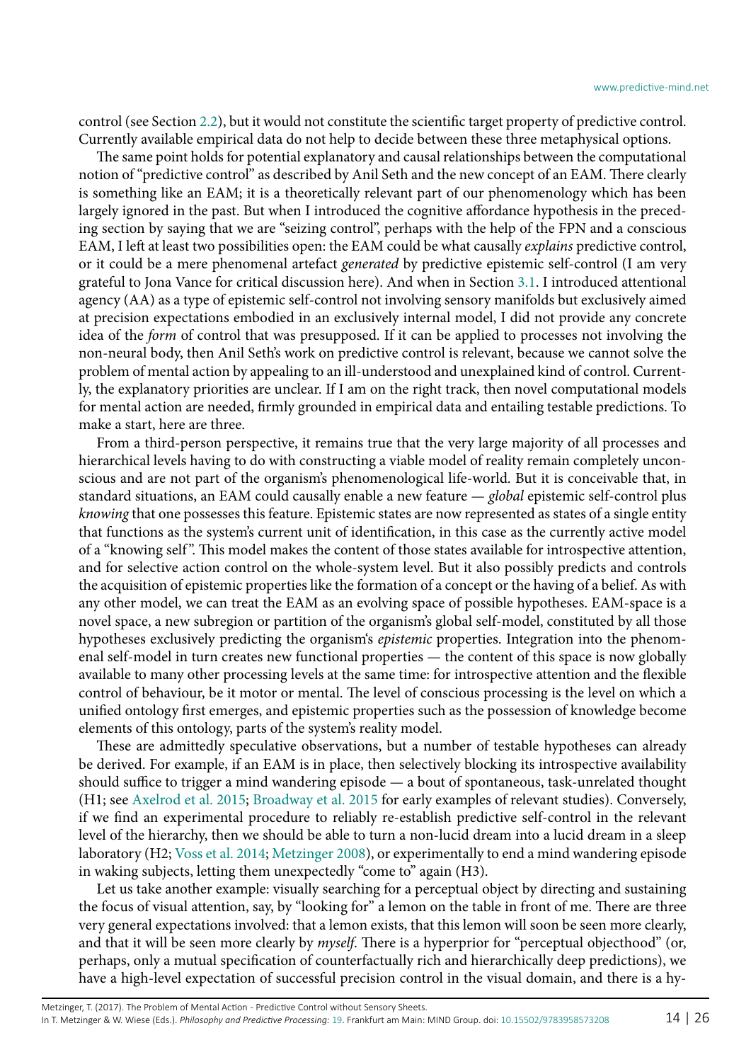control (see Section 2.2), but it would not constitute the scientific target property of predictive control. Currently available empirical data do not help to decide between these three metaphysical options.

The same point holds for potential explanatory and causal relationships between the computational notion of "predictive control" as described by Anil Seth and the new concept of an EAM. There clearly is something like an EAM; it is a theoretically relevant part of our phenomenology which has been largely ignored in the past. But when I introduced the cognitive affordance hypothesis in the preceding section by saying that we are "seizing control", perhaps with the help of the FPN and a conscious EAM, I left at least two possibilities open: the EAM could be what causally *explains* predictive control, or it could be a mere phenomenal artefact *generated* by predictive epistemic self-control (I am very grateful to Jona Vance for critical discussion here). And when in Section 3.1. I introduced attentional agency (AA) as a type of epistemic self-control not involving sensory manifolds but exclusively aimed at precision expectations embodied in an exclusively internal model, I did not provide any concrete idea of the *form* of control that was presupposed. If it can be applied to processes not involving the non-neural body, then Anil Seth's work on predictive control is relevant, because we cannot solve the problem of mental action by appealing to an ill-understood and unexplained kind of control. Currently, the explanatory priorities are unclear. If I am on the right track, then novel computational models for mental action are needed, firmly grounded in empirical data and entailing testable predictions. To make a start, here are three.

From a third-person perspective, it remains true that the very large majority of all processes and hierarchical levels having to do with constructing a viable model of reality remain completely unconscious and are not part of the organism's phenomenological life-world. But it is conceivable that, in standard situations, an EAM could causally enable a new feature — *global* epistemic self-control plus *knowing* that one possesses this feature. Epistemic states are now represented as states of a single entity that functions as the system's current unit of identification, in this case as the currently active model of a "knowing self". This model makes the content of those states available for introspective attention, and for selective action control on the whole-system level. But it also possibly predicts and controls the acquisition of epistemic properties like the formation of a concept or the having of a belief. As with any other model, we can treat the EAM as an evolving space of possible hypotheses. EAM-space is a novel space, a new subregion or partition of the organism's global self-model, constituted by all those hypotheses exclusively predicting the organism's *epistemic* properties. Integration into the phenomenal self-model in turn creates new functional properties — the content of this space is now globally available to many other processing levels at the same time: for introspective attention and the flexible control of behaviour, be it motor or mental. The level of conscious processing is the level on which a unified ontology first emerges, and epistemic properties such as the possession of knowledge become elements of this ontology, parts of the system's reality model.

These are admittedly speculative observations, but a number of testable hypotheses can already be derived. For example, if an EAM is in place, then selectively blocking its introspective availability should suffice to trigger a mind wandering episode — a bout of spontaneous, task-unrelated thought (H1; see Axelrod et al. 2015; Broadway et al. 2015 for early examples of relevant studies). Conversely, if we find an experimental procedure to reliably re-establish predictive self-control in the relevant level of the hierarchy, then we should be able to turn a non-lucid dream into a lucid dream in a sleep laboratory (H2; Voss et al. 2014; Metzinger 2008), or experimentally to end a mind wandering episode in waking subjects, letting them unexpectedly "come to" again (H3).

Let us take another example: visually searching for a perceptual object by directing and sustaining the focus of visual attention, say, by "looking for" a lemon on the table in front of me. There are three very general expectations involved: that a lemon exists, that this lemon will soon be seen more clearly, and that it will be seen more clearly by *myself*. There is a hyperprior for "perceptual objecthood" (or, perhaps, only a mutual specification of counterfactually rich and hierarchically deep predictions), we have a high-level expectation of successful precision control in the visual domain, and there is a hy-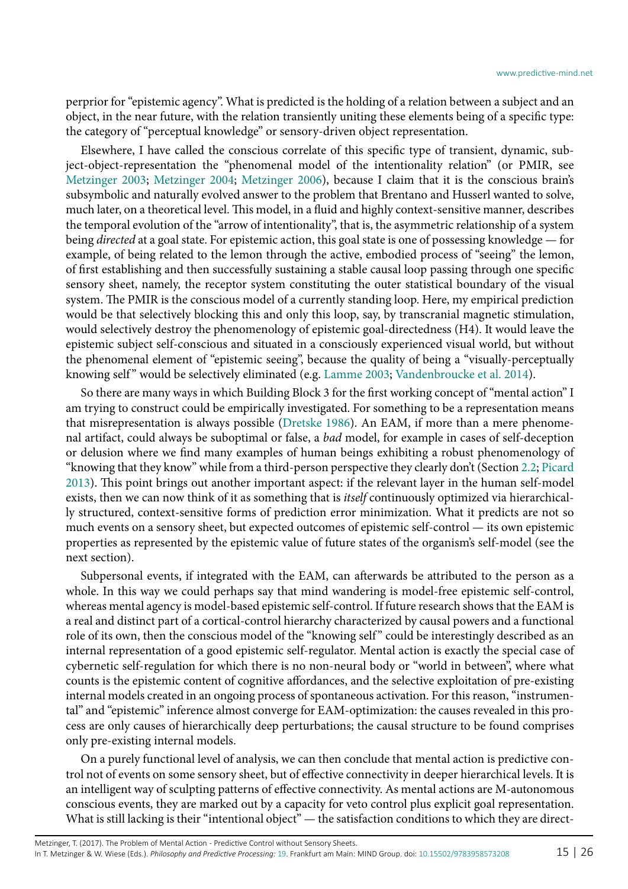perprior for "epistemic agency". What is predicted is the holding of a relation between a subject and an object, in the near future, with the relation transiently uniting these elements being of a specific type: the category of "perceptual knowledge" or sensory-driven object representation.

Elsewhere, I have called the conscious correlate of this specific type of transient, dynamic, subject-object-representation the "phenomenal model of the intentionality relation" (or PMIR, see Metzinger 2003; Metzinger 2004; Metzinger 2006), because I claim that it is the conscious brain's subsymbolic and naturally evolved answer to the problem that Brentano and Husserl wanted to solve, much later, on a theoretical level. This model, in a fluid and highly context-sensitive manner, describes the temporal evolution of the "arrow of intentionality", that is, the asymmetric relationship of a system being *directed* at a goal state. For epistemic action, this goal state is one of possessing knowledge — for example, of being related to the lemon through the active, embodied process of "seeing" the lemon, of first establishing and then successfully sustaining a stable causal loop passing through one specific sensory sheet, namely, the receptor system constituting the outer statistical boundary of the visual system. The PMIR is the conscious model of a currently standing loop. Here, my empirical prediction would be that selectively blocking this and only this loop, say, by transcranial magnetic stimulation, would selectively destroy the phenomenology of epistemic goal-directedness (H4). It would leave the epistemic subject self-conscious and situated in a consciously experienced visual world, but without the phenomenal element of "epistemic seeing", because the quality of being a "visually-perceptually knowing self" would be selectively eliminated (e.g. Lamme 2003; Vandenbroucke et al. 2014).

So there are many ways in which Building Block 3 for the first working concept of "mental action" I am trying to construct could be empirically investigated. For something to be a representation means that misrepresentation is always possible (Dretske 1986). An EAM, if more than a mere phenomenal artifact, could always be suboptimal or false, a *bad* model, for example in cases of self-deception or delusion where we find many examples of human beings exhibiting a robust phenomenology of "knowing that they know" while from a third-person perspective they clearly don't (Section 2.2; Picard 2013). This point brings out another important aspect: if the relevant layer in the human self-model exists, then we can now think of it as something that is *itself* continuously optimized via hierarchically structured, context-sensitive forms of prediction error minimization. What it predicts are not so much events on a sensory sheet, but expected outcomes of epistemic self-control — its own epistemic properties as represented by the epistemic value of future states of the organism's self-model (see the next section).

Subpersonal events, if integrated with the EAM, can afterwards be attributed to the person as a whole. In this way we could perhaps say that mind wandering is model-free epistemic self-control, whereas mental agency is model-based epistemic self-control. If future research shows that the EAM is a real and distinct part of a cortical-control hierarchy characterized by causal powers and a functional role of its own, then the conscious model of the "knowing self" could be interestingly described as an internal representation of a good epistemic self-regulator. Mental action is exactly the special case of cybernetic self-regulation for which there is no non-neural body or "world in between", where what counts is the epistemic content of cognitive affordances, and the selective exploitation of pre-existing internal models created in an ongoing process of spontaneous activation. For this reason, "instrumental" and "epistemic" inference almost converge for EAM-optimization: the causes revealed in this process are only causes of hierarchically deep perturbations; the causal structure to be found comprises only pre-existing internal models.

On a purely functional level of analysis, we can then conclude that mental action is predictive control not of events on some sensory sheet, but of effective connectivity in deeper hierarchical levels. It is an intelligent way of sculpting patterns of effective connectivity. As mental actions are M-autonomous conscious events, they are marked out by a capacity for veto control plus explicit goal representation. What is still lacking is their "intentional object" — the satisfaction conditions to which they are direct-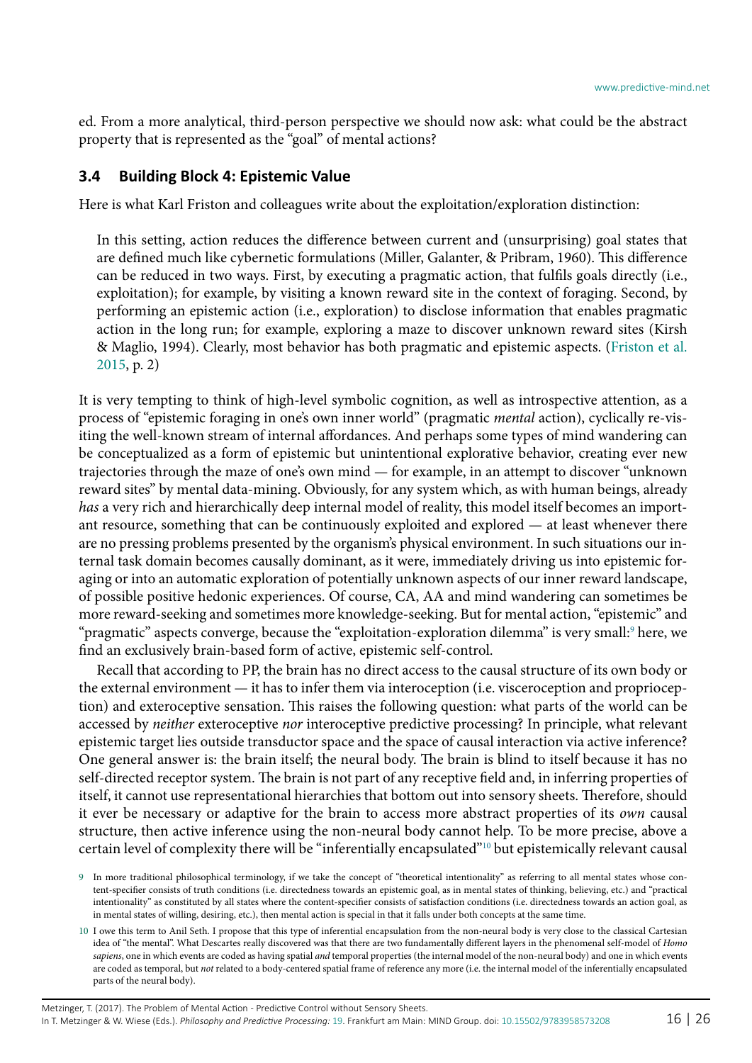ed. From a more analytical, third-person perspective we should now ask: what could be the abstract property that is represented as the "goal" of mental actions?

### 3.4 Building Block 4: Epistemic Value

Here is what Karl Friston and colleagues write about the exploitation/exploration distinction:

> In this setting, action reduces the difference between current and (unsurprising) goal states that are defined much like cybernetic formulations (Miller, Galanter, & Pribram, 1960). This difference can be reduced in two ways. First, by executing a pragmatic action, that fulfils goals directly (i.e., exploitation); for example, by visiting a known reward site in the context of foraging. Second, by performing an epistemic action (i.e., exploration) to disclose information that enables pragmatic action in the long run; for example, exploring a maze to discover unknown reward sites (Kirsh & Maglio, 1994). Clearly, most behavior has both pragmatic and epistemic aspects. (Friston et al. 2015, p. 2)

It is very tempting to think of high-level symbolic cognition, as well as introspective attention, as a process of "epistemic foraging in one's own inner world" (pragmatic *mental* action), cyclically re-visiting the well-known stream of internal affordances. And perhaps some types of mind wandering can be conceptualized as a form of epistemic but unintentional explorative behavior, creating ever new trajectories through the maze of one's own mind — for example, in an attempt to discover "unknown reward sites" by mental data-mining. Obviously, for any system which, as with human beings, already *has* a very rich and hierarchically deep internal model of reality, this model itself becomes an important resource, something that can be continuously exploited and explored — at least whenever there are no pressing problems presented by the organism's physical environment. In such situations our internal task domain becomes causally dominant, as it were, immediately driving us into epistemic foraging or into an automatic exploration of potentially unknown aspects of our inner reward landscape, of possible positive hedonic experiences. Of course, CA, AA and mind wandering can sometimes be more reward-seeking and sometimes more knowledge-seeking. But for mental action, "epistemic" and "pragmatic" aspects converge, because the "exploitation-exploration dilemma" is very small:[9] here, we find an exclusively brain-based form of active, epistemic self-control.

Recall that according to PP, the brain has no direct access to the causal structure of its own body or the external environment — it has to infer them via interoception (i.e. visceroception and proprioception) and exteroceptive sensation. This raises the following question: what parts of the world can be accessed by *neither* exteroceptive *nor* interoceptive predictive processing? In principle, what relevant epistemic target lies outside transductor space and the space of causal interaction via active inference? One general answer is: the brain itself; the neural body. The brain is blind to itself because it has no self-directed receptor system. The brain is not part of any receptive field and, in inferring properties of itself, it cannot use representational hierarchies that bottom out into sensory sheets. Therefore, should it ever be necessary or adaptive for the brain to access more abstract properties of its *own* causal structure, then active inference using the non-neural body cannot help. To be more precise, above a certain level of complexity there will be "inferentially encapsulated"[10] but epistemically relevant causal

9 In more traditional philosophical terminology, if we take the concept of "theoretical intentionality" as referring to all mental states whose content-specifier consists of truth conditions (i.e. directedness towards an epistemic goal, as in mental states of thinking, believing, etc.) and "practical intentionality" as constituted by all states where the content-specifier consists of satisfaction conditions (i.e. directedness towards an action goal, as in mental states of willing, desiring, etc.), then mental action is special in that it falls under both concepts at the same time.

10 I owe this term to Anil Seth. I propose that this type of inferential encapsulation from the non-neural body is very close to the classical Cartesian idea of "the mental". What Descartes really discovered was that there are two fundamentally different layers in the phenomenal self-model of *Homo sapiens*, one in which events are coded as having spatial *and* temporal properties (the internal model of the non-neural body) and one in which events are coded as temporal, but *not* related to a body-centered spatial frame of reference any more (i.e. the internal model of the inferentially encapsulated parts of the neural body).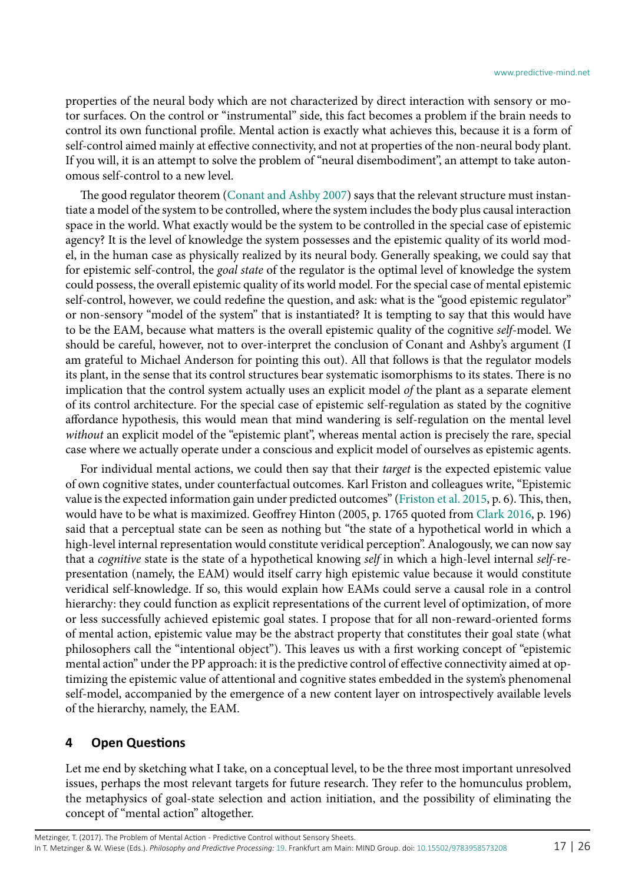properties of the neural body which are not characterized by direct interaction with sensory or motor surfaces. On the control or "instrumental" side, this fact becomes a problem if the brain needs to control its own functional profile. Mental action is exactly what achieves this, because it is a form of self-control aimed mainly at effective connectivity, and not at properties of the non-neural body plant. If you will, it is an attempt to solve the problem of "neural disembodiment", an attempt to take autonomous self-control to a new level.

The good regulator theorem (Conant and Ashby 2007) says that the relevant structure must instantiate a model of the system to be controlled, where the system includes the body plus causal interaction space in the world. What exactly would be the system to be controlled in the special case of epistemic agency? It is the level of knowledge the system possesses and the epistemic quality of its world model, in the human case as physically realized by its neural body. Generally speaking, we could say that for epistemic self-control, the *goal state* of the regulator is the optimal level of knowledge the system could possess, the overall epistemic quality of its world model. For the special case of mental epistemic self-control, however, we could redefine the question, and ask: what is the "good epistemic regulator" or non-sensory "model of the system" that is instantiated? It is tempting to say that this would have to be the EAM, because what matters is the overall epistemic quality of the cognitive *self*-model. We should be careful, however, not to over-interpret the conclusion of Conant and Ashby's argument (I am grateful to Michael Anderson for pointing this out). All that follows is that the regulator models its plant, in the sense that its control structures bear systematic isomorphisms to its states. There is no implication that the control system actually uses an explicit model *of* the plant as a separate element of its control architecture. For the special case of epistemic self-regulation as stated by the cognitive affordance hypothesis, this would mean that mind wandering is self-regulation on the mental level *without* an explicit model of the "epistemic plant", whereas mental action is precisely the rare, special case where we actually operate under a conscious and explicit model of ourselves as epistemic agents.

For individual mental actions, we could then say that their *target* is the expected epistemic value of own cognitive states, under counterfactual outcomes. Karl Friston and colleagues write, "Epistemic value is the expected information gain under predicted outcomes" (Friston et al. 2015, p. 6). This, then, would have to be what is maximized. Geoffrey Hinton (2005, p. 1765 quoted from Clark 2016, p. 196) said that a perceptual state can be seen as nothing but "the state of a hypothetical world in which a high-level internal representation would constitute veridical perception". Analogously, we can now say that a *cognitive* state is the state of a hypothetical knowing *self* in which a high-level internal *self*-representation (namely, the EAM) would itself carry high epistemic value because it would constitute veridical self-knowledge. If so, this would explain how EAMs could serve a causal role in a control hierarchy: they could function as explicit representations of the current level of optimization, of more or less successfully achieved epistemic goal states. I propose that for all non-reward-oriented forms of mental action, epistemic value may be the abstract property that constitutes their goal state (what philosophers call the "intentional object"). This leaves us with a first working concept of "epistemic mental action" under the PP approach: it is the predictive control of effective connectivity aimed at optimizing the epistemic value of attentional and cognitive states embedded in the system's phenomenal self-model, accompanied by the emergence of a new content layer on introspectively available levels of the hierarchy, namely, the EAM.

## 4 Open Questions

Let me end by sketching what I take, on a conceptual level, to be the three most important unresolved issues, perhaps the most relevant targets for future research. They refer to the homunculus problem, the metaphysics of goal-state selection and action initiation, and the possibility of eliminating the concept of "mental action" altogether.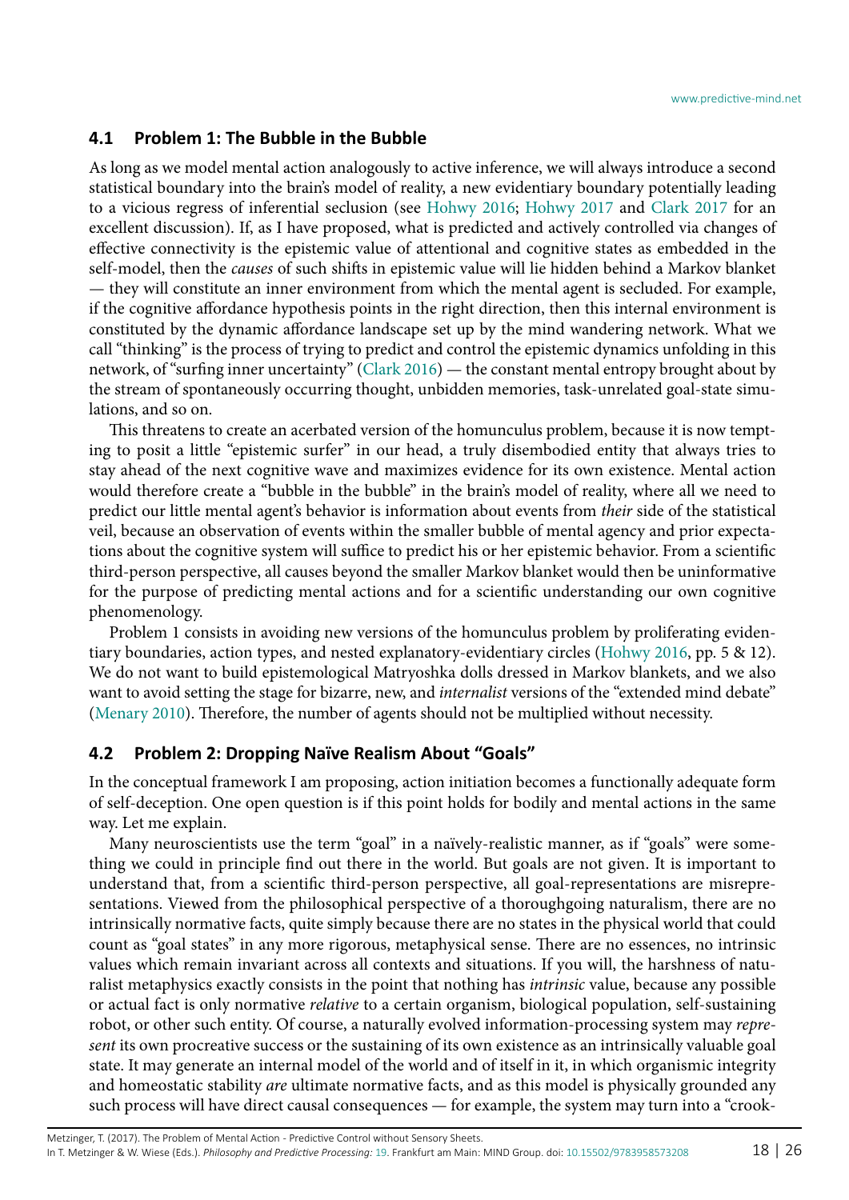## 4.1 Problem 1: The Bubble in the Bubble

As long as we model mental action analogously to active inference, we will always introduce a second statistical boundary into the brain's model of reality, a new evidentiary boundary potentially leading to a vicious regress of inferential seclusion (see Hohwy 2016; Hohwy 2017 and Clark 2017 for an excellent discussion). If, as I have proposed, what is predicted and actively controlled via changes of effective connectivity is the epistemic value of attentional and cognitive states as embedded in the self-model, then the *causes* of such shifts in epistemic value will lie hidden behind a Markov blanket — they will constitute an inner environment from which the mental agent is secluded. For example, if the cognitive affordance hypothesis points in the right direction, then this internal environment is constituted by the dynamic affordance landscape set up by the mind wandering network. What we call "thinking" is the process of trying to predict and control the epistemic dynamics unfolding in this network, of "surfing inner uncertainty" (Clark 2016) — the constant mental entropy brought about by the stream of spontaneously occurring thought, unbidden memories, task-unrelated goal-state simulations, and so on.

This threatens to create an acerbated version of the homunculus problem, because it is now tempting to posit a little "epistemic surfer" in our head, a truly disembodied entity that always tries to stay ahead of the next cognitive wave and maximizes evidence for its own existence. Mental action would therefore create a "bubble in the bubble" in the brain's model of reality, where all we need to predict our little mental agent's behavior is information about events from *their* side of the statistical veil, because an observation of events within the smaller bubble of mental agency and prior expectations about the cognitive system will suffice to predict his or her epistemic behavior. From a scientific third-person perspective, all causes beyond the smaller Markov blanket would then be uninformative for the purpose of predicting mental actions and for a scientific understanding our own cognitive phenomenology.

Problem 1 consists in avoiding new versions of the homunculus problem by proliferating evidentiary boundaries, action types, and nested explanatory-evidentiary circles (Hohwy 2016, pp. 5 & 12). We do not want to build epistemological Matryoshka dolls dressed in Markov blankets, and we also want to avoid setting the stage for bizarre, new, and *internalist* versions of the "extended mind debate" (Menary 2010). Therefore, the number of agents should not be multiplied without necessity.

## 4.2 Problem 2: Dropping Naïve Realism About "Goals"

In the conceptual framework I am proposing, action initiation becomes a functionally adequate form of self-deception. One open question is if this point holds for bodily and mental actions in the same way. Let me explain.

Many neuroscientists use the term "goal" in a naïvely-realistic manner, as if "goals" were something we could in principle find out there in the world. But goals are not given. It is important to understand that, from a scientific third-person perspective, all goal-representations are misrepresentations. Viewed from the philosophical perspective of a thoroughgoing naturalism, there are no intrinsically normative facts, quite simply because there are no states in the physical world that could count as "goal states" in any more rigorous, metaphysical sense. There are no essences, no intrinsic values which remain invariant across all contexts and situations. If you will, the harshness of naturalist metaphysics exactly consists in the point that nothing has *intrinsic* value, because any possible or actual fact is only normative *relative* to a certain organism, biological population, self-sustaining robot, or other such entity. Of course, a naturally evolved information-processing system may *represent* its own procreative success or the sustaining of its own existence as an intrinsically valuable goal state. It may generate an internal model of the world and of itself in it, in which organismic integrity and homeostatic stability *are* ultimate normative facts, and as this model is physically grounded any such process will have direct causal consequences — for example, the system may turn into a "crook-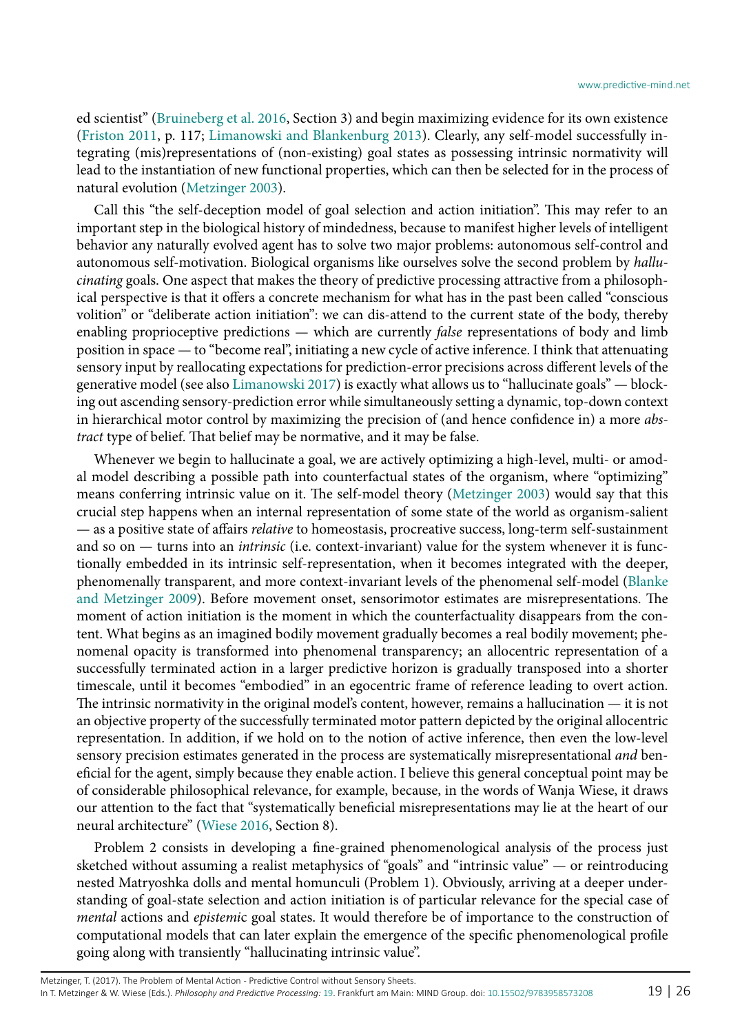ed scientist" (Bruineberg et al. 2016, Section 3) and begin maximizing evidence for its own existence (Friston 2011, p. 117; Limanowski and Blankenburg 2013). Clearly, any self-model successfully integrating (mis)representations of (non-existing) goal states as possessing intrinsic normativity will lead to the instantiation of new functional properties, which can then be selected for in the process of natural evolution (Metzinger 2003).

Call this "the self-deception model of goal selection and action initiation". This may refer to an important step in the biological history of mindedness, because to manifest higher levels of intelligent behavior any naturally evolved agent has to solve two major problems: autonomous self-control and autonomous self-motivation. Biological organisms like ourselves solve the second problem by *hallucinating* goals. One aspect that makes the theory of predictive processing attractive from a philosophical perspective is that it offers a concrete mechanism for what has in the past been called "conscious volition" or "deliberate action initiation": we can dis-attend to the current state of the body, thereby enabling proprioceptive predictions — which are currently *false* representations of body and limb position in space — to "become real", initiating a new cycle of active inference. I think that attenuating sensory input by reallocating expectations for prediction-error precisions across different levels of the generative model (see also Limanowski 2017) is exactly what allows us to "hallucinate goals" — blocking out ascending sensory-prediction error while simultaneously setting a dynamic, top-down context in hierarchical motor control by maximizing the precision of (and hence confidence in) a more *abstract* type of belief. That belief may be normative, and it may be false.

Whenever we begin to hallucinate a goal, we are actively optimizing a high-level, multi- or amodal model describing a possible path into counterfactual states of the organism, where "optimizing" means conferring intrinsic value on it. The self-model theory (Metzinger 2003) would say that this crucial step happens when an internal representation of some state of the world as organism-salient — as a positive state of affairs *relative* to homeostasis, procreative success, long-term self-sustainment and so on — turns into an *intrinsic* (i.e. context-invariant) value for the system whenever it is functionally embedded in its intrinsic self-representation, when it becomes integrated with the deeper, phenomenally transparent, and more context-invariant levels of the phenomenal self-model (Blanke and Metzinger 2009). Before movement onset, sensorimotor estimates are misrepresentations. The moment of action initiation is the moment in which the counterfactuality disappears from the content. What begins as an imagined bodily movement gradually becomes a real bodily movement; phenomenal opacity is transformed into phenomenal transparency; an allocentric representation of a successfully terminated action in a larger predictive horizon is gradually transposed into a shorter timescale, until it becomes "embodied" in an egocentric frame of reference leading to overt action. The intrinsic normativity in the original model's content, however, remains a hallucination — it is not an objective property of the successfully terminated motor pattern depicted by the original allocentric representation. In addition, if we hold on to the notion of active inference, then even the low-level sensory precision estimates generated in the process are systematically misrepresentational *and* beneficial for the agent, simply because they enable action. I believe this general conceptual point may be of considerable philosophical relevance, for example, because, in the words of Wanja Wiese, it draws our attention to the fact that "systematically beneficial misrepresentations may lie at the heart of our neural architecture" (Wiese 2016, Section 8).

Problem 2 consists in developing a fine-grained phenomenological analysis of the process just sketched without assuming a realist metaphysics of "goals" and "intrinsic value" — or reintroducing nested Matryoshka dolls and mental homunculi (Problem 1). Obviously, arriving at a deeper understanding of goal-state selection and action initiation is of particular relevance for the special case of *mental* actions and *epistemic* goal states. It would therefore be of importance to the construction of computational models that can later explain the emergence of the specific phenomenological profile going along with transiently "hallucinating intrinsic value".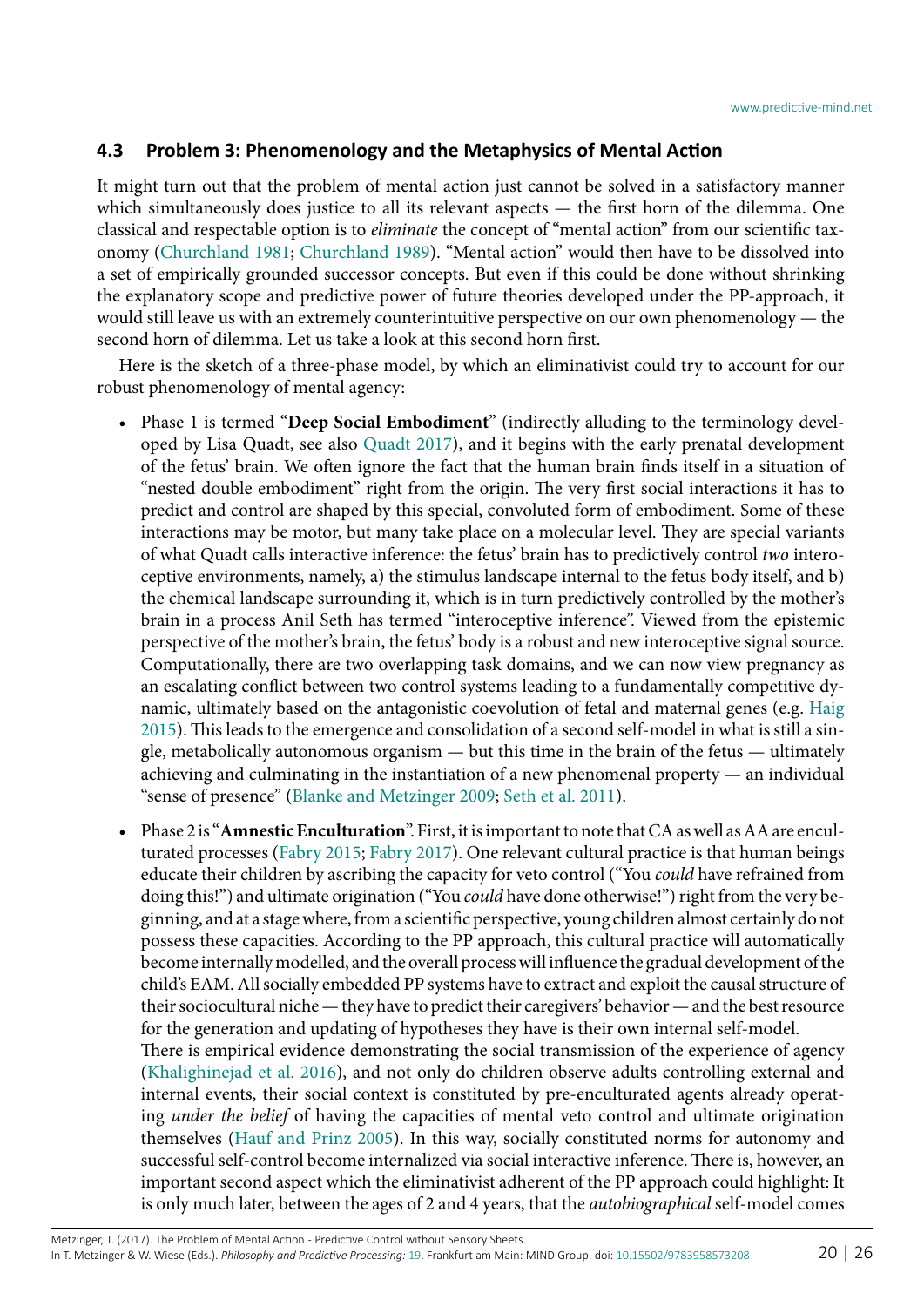### 4.3 Problem 3: Phenomenology and the Metaphysics of Mental Action

It might turn out that the problem of mental action just cannot be solved in a satisfactory manner which simultaneously does justice to all its relevant aspects — the first horn of the dilemma. One classical and respectable option is to *eliminate* the concept of "mental action" from our scientific taxonomy (Churchland 1981; Churchland 1989). "Mental action" would then have to be dissolved into a set of empirically grounded successor concepts. But even if this could be done without shrinking the explanatory scope and predictive power of future theories developed under the PP-approach, it would still leave us with an extremely counterintuitive perspective on our own phenomenology — the second horn of dilemma. Let us take a look at this second horn first.

Here is the sketch of a three-phase model, by which an eliminativist could try to account for our robust phenomenology of mental agency:

- Phase 1 is termed "**Deep Social Embodiment**" (indirectly alluding to the terminology developed by Lisa Quadt, see also Quadt 2017), and it begins with the early prenatal development of the fetus' brain. We often ignore the fact that the human brain finds itself in a situation of "nested double embodiment" right from the origin. The very first social interactions it has to predict and control are shaped by this special, convoluted form of embodiment. Some of these interactions may be motor, but many take place on a molecular level. They are special variants of what Quadt calls interactive inference: the fetus' brain has to predictively control *two* interoceptive environments, namely, a) the stimulus landscape internal to the fetus body itself, and b) the chemical landscape surrounding it, which is in turn predictively controlled by the mother's brain in a process Anil Seth has termed "interoceptive inference". Viewed from the epistemic perspective of the mother's brain, the fetus' body is a robust and new interoceptive signal source. Computationally, there are two overlapping task domains, and we can now view pregnancy as an escalating conflict between two control systems leading to a fundamentally competitive dynamic, ultimately based on the antagonistic coevolution of fetal and maternal genes (e.g. Haig 2015). This leads to the emergence and consolidation of a second self-model in what is still a single, metabolically autonomous organism — but this time in the brain of the fetus — ultimately achieving and culminating in the instantiation of a new phenomenal property — an individual "sense of presence" (Blanke and Metzinger 2009; Seth et al. 2011).

- Phase 2 is "**Amnestic Enculturation**". First, it is important to note that CA as well as AA are enculturated processes (Fabry 2015; Fabry 2017). One relevant cultural practice is that human beings educate their children by ascribing the capacity for veto control ("You *could* have refrained from doing this!") and ultimate origination ("You *could* have done otherwise!") right from the very beginning, and at a stage where, from a scientific perspective, young children almost certainly do not possess these capacities. According to the PP approach, this cultural practice will automatically become internally modelled, and the overall process will influence the gradual development of the child's EAM. All socially embedded PP systems have to extract and exploit the causal structure of their sociocultural niche — they have to predict their caregivers' behavior — and the best resource for the generation and updating of hypotheses they have is their own internal self-model.
  There is empirical evidence demonstrating the social transmission of the experience of agency (Khalighinejad et al. 2016), and not only do children observe adults controlling external and internal events, their social context is constituted by pre-enculturated agents already operating *under the belief* of having the capacities of mental veto control and ultimate origination themselves (Hauf and Prinz 2005). In this way, socially constituted norms for autonomy and successful self-control become internalized via social interactive inference. There is, however, an important second aspect which the eliminativist adherent of the PP approach could highlight: It is only much later, between the ages of 2 and 4 years, that the *autobiographical* self-model comes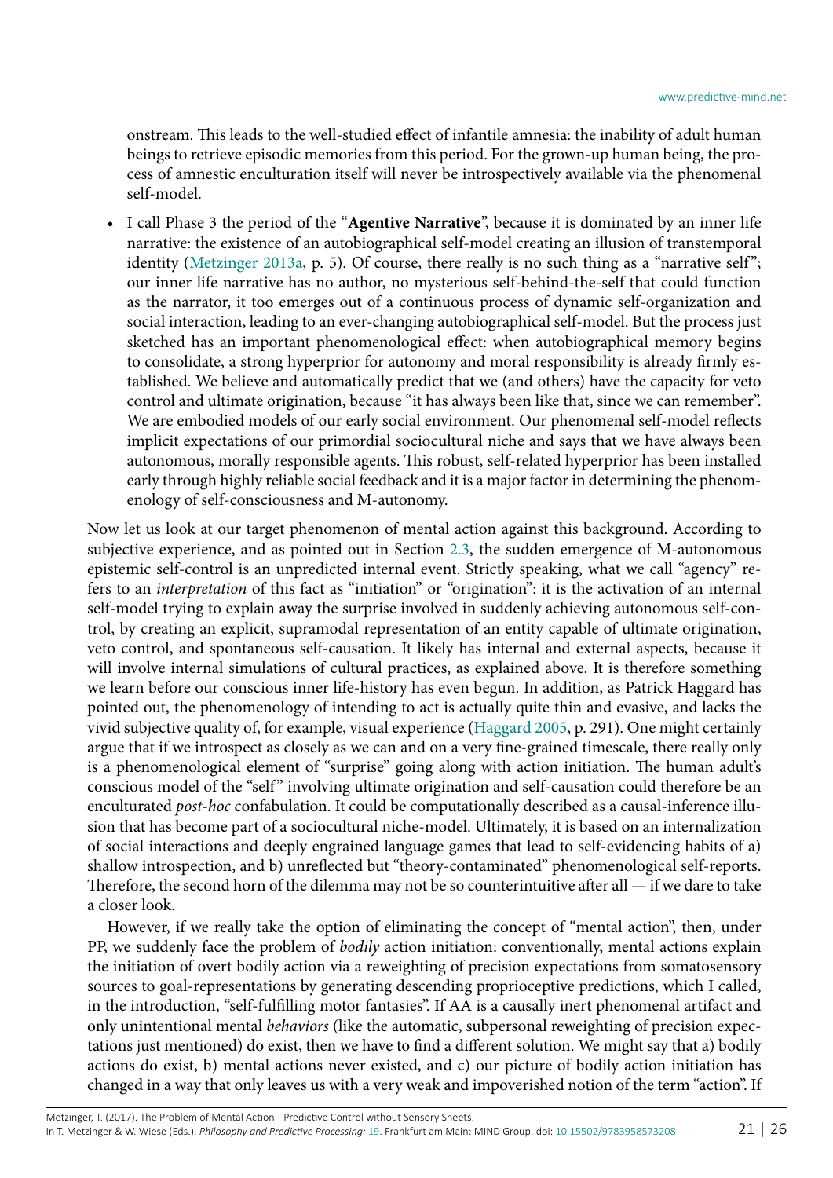onstream. This leads to the well-studied effect of infantile amnesia: the inability of adult human beings to retrieve episodic memories from this period. For the grown-up human being, the process of amnestic enculturation itself will never be introspectively available via the phenomenal self-model.

- I call Phase 3 the period of the "**Agentive Narrative**", because it is dominated by an inner life narrative: the existence of an autobiographical self-model creating an illusion of transtemporal identity (Metzinger 2013a, p. 5). Of course, there really is no such thing as a "narrative self"; our inner life narrative has no author, no mysterious self-behind-the-self that could function as the narrator, it too emerges out of a continuous process of dynamic self-organization and social interaction, leading to an ever-changing autobiographical self-model. But the process just sketched has an important phenomenological effect: when autobiographical memory begins to consolidate, a strong hyperprior for autonomy and moral responsibility is already firmly established. We believe and automatically predict that we (and others) have the capacity for veto control and ultimate origination, because "it has always been like that, since we can remember". We are embodied models of our early social environment. Our phenomenal self-model reflects implicit expectations of our primordial sociocultural niche and says that we have always been autonomous, morally responsible agents. This robust, self-related hyperprior has been installed early through highly reliable social feedback and it is a major factor in determining the phenomenology of self-consciousness and M-autonomy.

Now let us look at our target phenomenon of mental action against this background. According to subjective experience, and as pointed out in Section 2.3, the sudden emergence of M-autonomous epistemic self-control is an unpredicted internal event. Strictly speaking, what we call "agency" refers to an *interpretation* of this fact as "initiation" or "origination": it is the activation of an internal self-model trying to explain away the surprise involved in suddenly achieving autonomous self-control, by creating an explicit, supramodal representation of an entity capable of ultimate origination, veto control, and spontaneous self-causation. It likely has internal and external aspects, because it will involve internal simulations of cultural practices, as explained above. It is therefore something we learn before our conscious inner life-history has even begun. In addition, as Patrick Haggard has pointed out, the phenomenology of intending to act is actually quite thin and evasive, and lacks the vivid subjective quality of, for example, visual experience (Haggard 2005, p. 291). One might certainly argue that if we introspect as closely as we can and on a very fine-grained timescale, there really only is a phenomenological element of "surprise" going along with action initiation. The human adult's conscious model of the "self" involving ultimate origination and self-causation could therefore be an enculturated *post-hoc* confabulation. It could be computationally described as a causal-inference illusion that has become part of a sociocultural niche-model. Ultimately, it is based on an internalization of social interactions and deeply engrained language games that lead to self-evidencing habits of a) shallow introspection, and b) unreflected but "theory-contaminated" phenomenological self-reports. Therefore, the second horn of the dilemma may not be so counterintuitive after all — if we dare to take a closer look.

However, if we really take the option of eliminating the concept of "mental action", then, under PP, we suddenly face the problem of *bodily* action initiation: conventionally, mental actions explain the initiation of overt bodily action via a reweighting of precision expectations from somatosensory sources to goal-representations by generating descending proprioceptive predictions, which I called, in the introduction, "self-fulfilling motor fantasies". If AA is a causally inert phenomenal artifact and only unintentional mental *behaviors* (like the automatic, subpersonal reweighting of precision expectations just mentioned) do exist, then we have to find a different solution. We might say that a) bodily actions do exist, b) mental actions never existed, and c) our picture of bodily action initiation has changed in a way that only leaves us with a very weak and impoverished notion of the term "action". If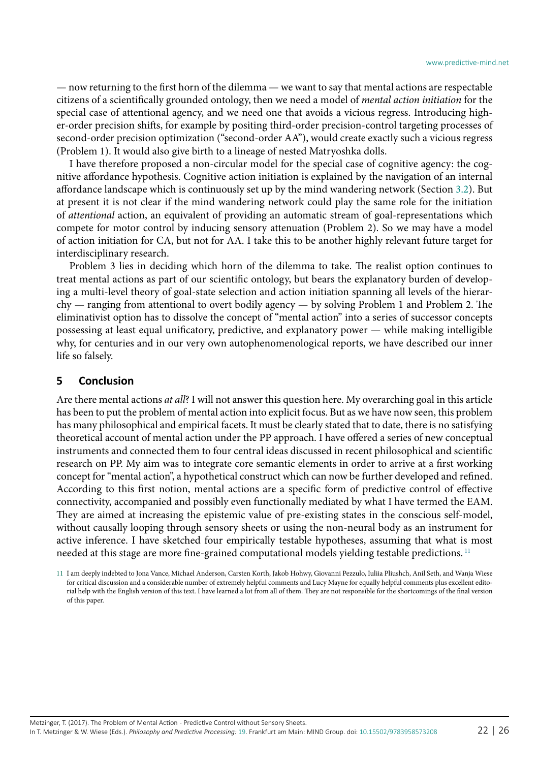— now returning to the first horn of the dilemma — we want to say that mental actions are respectable citizens of a scientifically grounded ontology, then we need a model of *mental action initiation* for the special case of attentional agency, and we need one that avoids a vicious regress. Introducing higher-order precision shifts, for example by positing third-order precision-control targeting processes of second-order precision optimization ("second-order AA"), would create exactly such a vicious regress (Problem 1). It would also give birth to a lineage of nested Matryoshka dolls.

I have therefore proposed a non-circular model for the special case of cognitive agency: the cognitive affordance hypothesis. Cognitive action initiation is explained by the navigation of an internal affordance landscape which is continuously set up by the mind wandering network (Section 3.2). But at present it is not clear if the mind wandering network could play the same role for the initiation of *attentional* action, an equivalent of providing an automatic stream of goal-representations which compete for motor control by inducing sensory attenuation (Problem 2). So we may have a model of action initiation for CA, but not for AA. I take this to be another highly relevant future target for interdisciplinary research.

Problem 3 lies in deciding which horn of the dilemma to take. The realist option continues to treat mental actions as part of our scientific ontology, but bears the explanatory burden of developing a multi-level theory of goal-state selection and action initiation spanning all levels of the hierarchy — ranging from attentional to overt bodily agency — by solving Problem 1 and Problem 2. The eliminativist option has to dissolve the concept of "mental action" into a series of successor concepts possessing at least equal unificatory, predictive, and explanatory power — while making intelligible why, for centuries and in our very own autophenomenological reports, we have described our inner life so falsely.

## 5 Conclusion

Are there mental actions *at all*? I will not answer this question here. My overarching goal in this article has been to put the problem of mental action into explicit focus. But as we have now seen, this problem has many philosophical and empirical facets. It must be clearly stated that to date, there is no satisfying theoretical account of mental action under the PP approach. I have offered a series of new conceptual instruments and connected them to four central ideas discussed in recent philosophical and scientific research on PP. My aim was to integrate core semantic elements in order to arrive at a first working concept for "mental action", a hypothetical construct which can now be further developed and refined. According to this first notion, mental actions are a specific form of predictive control of effective connectivity, accompanied and possibly even functionally mediated by what I have termed the EAM. They are aimed at increasing the epistemic value of pre-existing states in the conscious self-model, without causally looping through sensory sheets or using the non-neural body as an instrument for active inference. I have sketched four empirically testable hypotheses, assuming that what is most needed at this stage are more fine-grained computational models yielding testable predictions.[11]

[11] I am deeply indebted to Jona Vance, Michael Anderson, Carsten Korth, Jakob Hohwy, Giovanni Pezzulo, Iuliia Pliushch, Anil Seth, and Wanja Wiese for critical discussion and a considerable number of extremely helpful comments and Lucy Mayne for equally helpful comments plus excellent editorial help with the English version of this text. I have learned a lot from all of them. They are not responsible for the shortcomings of the final version of this paper.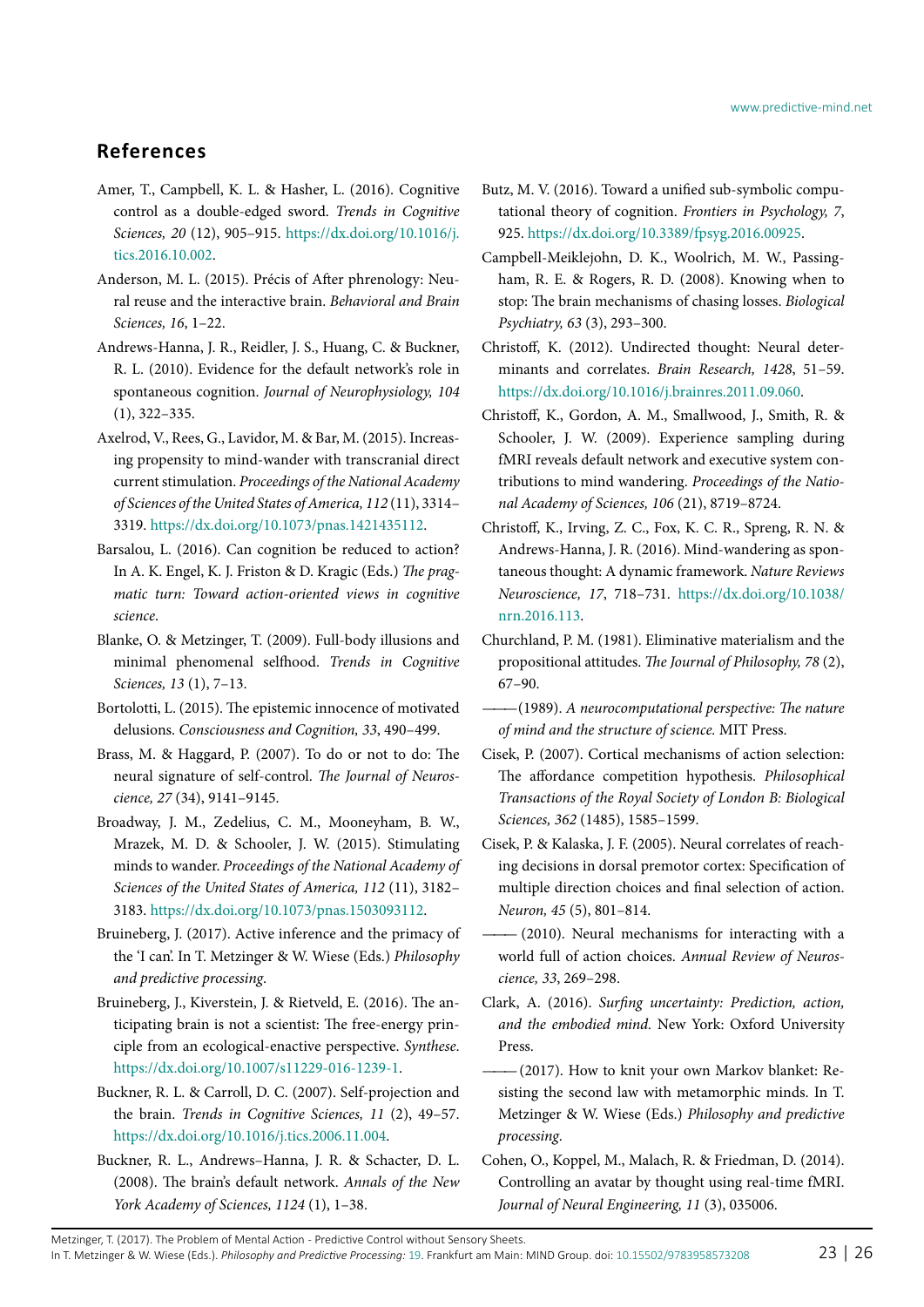## References

Amer, T., Campbell, K. L. & Hasher, L. (2016). Cognitive control as a double-edged sword. *Trends in Cognitive Sciences, 20* (12), 905–915. https://dx.doi.org/10.1016/j.tics.2016.10.002.

Anderson, M. L. (2015). Précis of After phrenology: Neural reuse and the interactive brain. *Behavioral and Brain Sciences, 16*, 1–22.

Andrews-Hanna, J. R., Reidler, J. S., Huang, C. & Buckner, R. L. (2010). Evidence for the default network's role in spontaneous cognition. *Journal of Neurophysiology, 104* (1), 322–335.

Axelrod, V., Rees, G., Lavidor, M. & Bar, M. (2015). Increasing propensity to mind-wander with transcranial direct current stimulation. *Proceedings of the National Academy of Sciences of the United States of America, 112* (11), 3314–3319. https://dx.doi.org/10.1073/pnas.1421435112.

Barsalou, L. (2016). Can cognition be reduced to action? In A. K. Engel, K. J. Friston & D. Kragic (Eds.) *The pragmatic turn: Toward action-oriented views in cognitive science.*

Blanke, O. & Metzinger, T. (2009). Full-body illusions and minimal phenomenal selfhood. *Trends in Cognitive Sciences, 13* (1), 7–13.

Bortolotti, L. (2015). The epistemic innocence of motivated delusions. *Consciousness and Cognition, 33*, 490–499.

Brass, M. & Haggard, P. (2007). To do or not to do: The neural signature of self-control. *The Journal of Neuroscience, 27* (34), 9141–9145.

Broadway, J. M., Zedelius, C. M., Mooneyham, B. W., Mrazek, M. D. & Schooler, J. W. (2015). Stimulating minds to wander. *Proceedings of the National Academy of Sciences of the United States of America, 112* (11), 3182–3183. https://dx.doi.org/10.1073/pnas.1503093112.

Bruineberg, J. (2017). Active inference and the primacy of the 'I can'. In T. Metzinger & W. Wiese (Eds.) *Philosophy and predictive processing.*

Bruineberg, J., Kiverstein, J. & Rietveld, E. (2016). The anticipating brain is not a scientist: The free-energy principle from an ecological-enactive perspective. *Synthese*. https://dx.doi.org/10.1007/s11229-016-1239-1.

Buckner, R. L. & Carroll, D. C. (2007). Self-projection and the brain. *Trends in Cognitive Sciences, 11* (2), 49–57. https://dx.doi.org/10.1016/j.tics.2006.11.004.

Buckner, R. L., Andrews–Hanna, J. R. & Schacter, D. L. (2008). The brain's default network. *Annals of the New York Academy of Sciences, 1124* (1), 1–38.

Butz, M. V. (2016). Toward a unified sub-symbolic computational theory of cognition. *Frontiers in Psychology, 7*, 925. https://dx.doi.org/10.3389/fpsyg.2016.00925.

Campbell-Meiklejohn, D. K., Woolrich, M. W., Passingham, R. E. & Rogers, R. D. (2008). Knowing when to stop: The brain mechanisms of chasing losses. *Biological Psychiatry, 63* (3), 293–300.

Christoff, K. (2012). Undirected thought: Neural determinants and correlates. *Brain Research, 1428*, 51–59. https://dx.doi.org/10.1016/j.brainres.2011.09.060.

Christoff, K., Gordon, A. M., Smallwood, J., Smith, R. & Schooler, J. W. (2009). Experience sampling during fMRI reveals default network and executive system contributions to mind wandering. *Proceedings of the National Academy of Sciences, 106* (21), 8719–8724.

Christoff, K., Irving, Z. C., Fox, K. C. R., Spreng, R. N. & Andrews-Hanna, J. R. (2016). Mind-wandering as spontaneous thought: A dynamic framework. *Nature Reviews Neuroscience, 17*, 718–731. https://dx.doi.org/10.1038/nrn.2016.113.

Churchland, P. M. (1981). Eliminative materialism and the propositional attitudes. *The Journal of Philosophy, 78* (2), 67–90.

——— (1989). *A neurocomputational perspective: The nature of mind and the structure of science.* MIT Press.

Cisek, P. (2007). Cortical mechanisms of action selection: The affordance competition hypothesis. *Philosophical Transactions of the Royal Society of London B: Biological Sciences, 362* (1485), 1585–1599.

Cisek, P. & Kalaska, J. F. (2005). Neural correlates of reaching decisions in dorsal premotor cortex: Specification of multiple direction choices and final selection of action. *Neuron, 45* (5), 801–814.

——— (2010). Neural mechanisms for interacting with a world full of action choices. *Annual Review of Neuroscience, 33*, 269–298.

Clark, A. (2016). *Surfing uncertainty: Prediction, action, and the embodied mind.* New York: Oxford University Press.

——— (2017). How to knit your own Markov blanket: Resisting the second law with metamorphic minds. In T. Metzinger & W. Wiese (Eds.) *Philosophy and predictive processing.*

Cohen, O., Koppel, M., Malach, R. & Friedman, D. (2014). Controlling an avatar by thought using real-time fMRI. *Journal of Neural Engineering, 11* (3), 035006.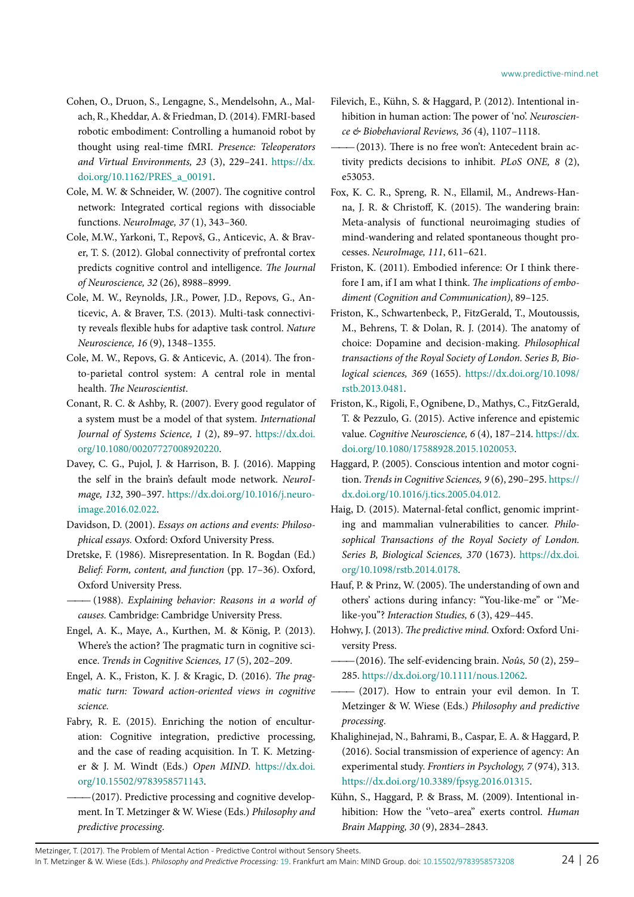Cohen, O., Druon, S., Lengagne, S., Mendelsohn, A., Malach, R., Kheddar, A. & Friedman, D. (2014). FMRI-based robotic embodiment: Controlling a humanoid robot by thought using real-time fMRI. *Presence: Teleoperators and Virtual Environments, 23* (3), 229–241. https://dx.doi.org/10.1162/PRES_a_00191.

Cole, M. W. & Schneider, W. (2007). The cognitive control network: Integrated cortical regions with dissociable functions. *NeuroImage, 37* (1), 343–360.

Cole, M.W., Yarkoni, T., Repovš, G., Anticevic, A. & Braver, T. S. (2012). Global connectivity of prefrontal cortex predicts cognitive control and intelligence. *The Journal of Neuroscience, 32* (26), 8988–8999.

Cole, M. W., Reynolds, J.R., Power, J.D., Repovs, G., Anticevic, A. & Braver, T.S. (2013). Multi-task connectivity reveals flexible hubs for adaptive task control. *Nature Neuroscience, 16* (9), 1348–1355.

Cole, M. W., Repovs, G. & Anticevic, A. (2014). The fronto-parietal control system: A central role in mental health. *The Neuroscientist*.

Conant, R. C. & Ashby, R. (2007). Every good regulator of a system must be a model of that system. *International Journal of Systems Science, 1* (2), 89–97. https://dx.doi.org/10.1080/00207727008920220.

Davey, C. G., Pujol, J. & Harrison, B. J. (2016). Mapping the self in the brain's default mode network. *NeuroImage, 132*, 390–397. https://dx.doi.org/10.1016/j.neuroimage.2016.02.022.

Davidson, D. (2001). *Essays on actions and events: Philosophical essays.* Oxford: Oxford University Press.

Dretske, F. (1986). Misrepresentation. In R. Bogdan (Ed.) *Belief: Form, content, and function* (pp. 17–36). Oxford, Oxford University Press.

——— (1988). *Explaining behavior: Reasons in a world of causes.* Cambridge: Cambridge University Press.

Engel, A. K., Maye, A., Kurthen, M. & König, P. (2013). Where's the action? The pragmatic turn in cognitive science. *Trends in Cognitive Sciences, 17* (5), 202–209.

Engel, A. K., Friston, K. J. & Kragic, D. (2016). *The pragmatic turn: Toward action-oriented views in cognitive science.*

Fabry, R. E. (2015). Enriching the notion of enculturation: Cognitive integration, predictive processing, and the case of reading acquisition. In T. K. Metzinger & J. M. Windt (Eds.) *Open MIND*. https://dx.doi.org/10.15502/9783958571143.

———(2017). Predictive processing and cognitive development. In T. Metzinger & W. Wiese (Eds.) *Philosophy and predictive processing*.

Filevich, E., Kühn, S. & Haggard, P. (2012). Intentional inhibition in human action: The power of 'no'. *Neuroscience & Biobehavioral Reviews, 36* (4), 1107–1118.

——— (2013). There is no free won't: Antecedent brain activity predicts decisions to inhibit. *PLoS ONE, 8* (2), e53053.

Fox, K. C. R., Spreng, R. N., Ellamil, M., Andrews-Hanna, J. R. & Christoff, K. (2015). The wandering brain: Meta-analysis of functional neuroimaging studies of mind-wandering and related spontaneous thought processes. *NeuroImage, 111*, 611–621.

Friston, K. (2011). Embodied inference: Or I think therefore I am, if I am what I think. *The implications of embodiment (Cognition and Communication)*, 89–125.

Friston, K., Schwartenbeck, P., FitzGerald, T., Moutoussis, M., Behrens, T. & Dolan, R. J. (2014). The anatomy of choice: Dopamine and decision-making. *Philosophical transactions of the Royal Society of London. Series B, Biological sciences, 369* (1655). https://dx.doi.org/10.1098/rstb.2013.0481.

Friston, K., Rigoli, F., Ognibene, D., Mathys, C., FitzGerald, T. & Pezzulo, G. (2015). Active inference and epistemic value. *Cognitive Neuroscience, 6* (4), 187–214. https://dx.doi.org/10.1080/17588928.2015.1020053.

Haggard, P. (2005). Conscious intention and motor cognition. *Trends in Cognitive Sciences, 9* (6), 290–295. https://dx.doi.org/10.1016/j.tics.2005.04.012.

Haig, D. (2015). Maternal-fetal conflict, genomic imprinting and mammalian vulnerabilities to cancer. *Philosophical Transactions of the Royal Society of London. Series B, Biological Sciences, 370* (1673). https://dx.doi.org/10.1098/rstb.2014.0178.

Hauf, P. & Prinz, W. (2005). The understanding of own and others' actions during infancy: "You-like-me" or "Me-like-you"? *Interaction Studies, 6* (3), 429–445.

Hohwy, J. (2013). *The predictive mind.* Oxford: Oxford University Press.

———(2016). The self-evidencing brain. *Noûs, 50* (2), 259–285. https://dx.doi.org/10.1111/nous.12062.

——— (2017). How to entrain your evil demon. In T. Metzinger & W. Wiese (Eds.) *Philosophy and predictive processing.*

Khalighinejad, N., Bahrami, B., Caspar, E. A. & Haggard, P. (2016). Social transmission of experience of agency: An experimental study. *Frontiers in Psychology, 7* (974), 313. https://dx.doi.org/10.3389/fpsyg.2016.01315.

Kühn, S., Haggard, P. & Brass, M. (2009). Intentional inhibition: How the "veto–area" exerts control. *Human Brain Mapping, 30* (9), 2834–2843.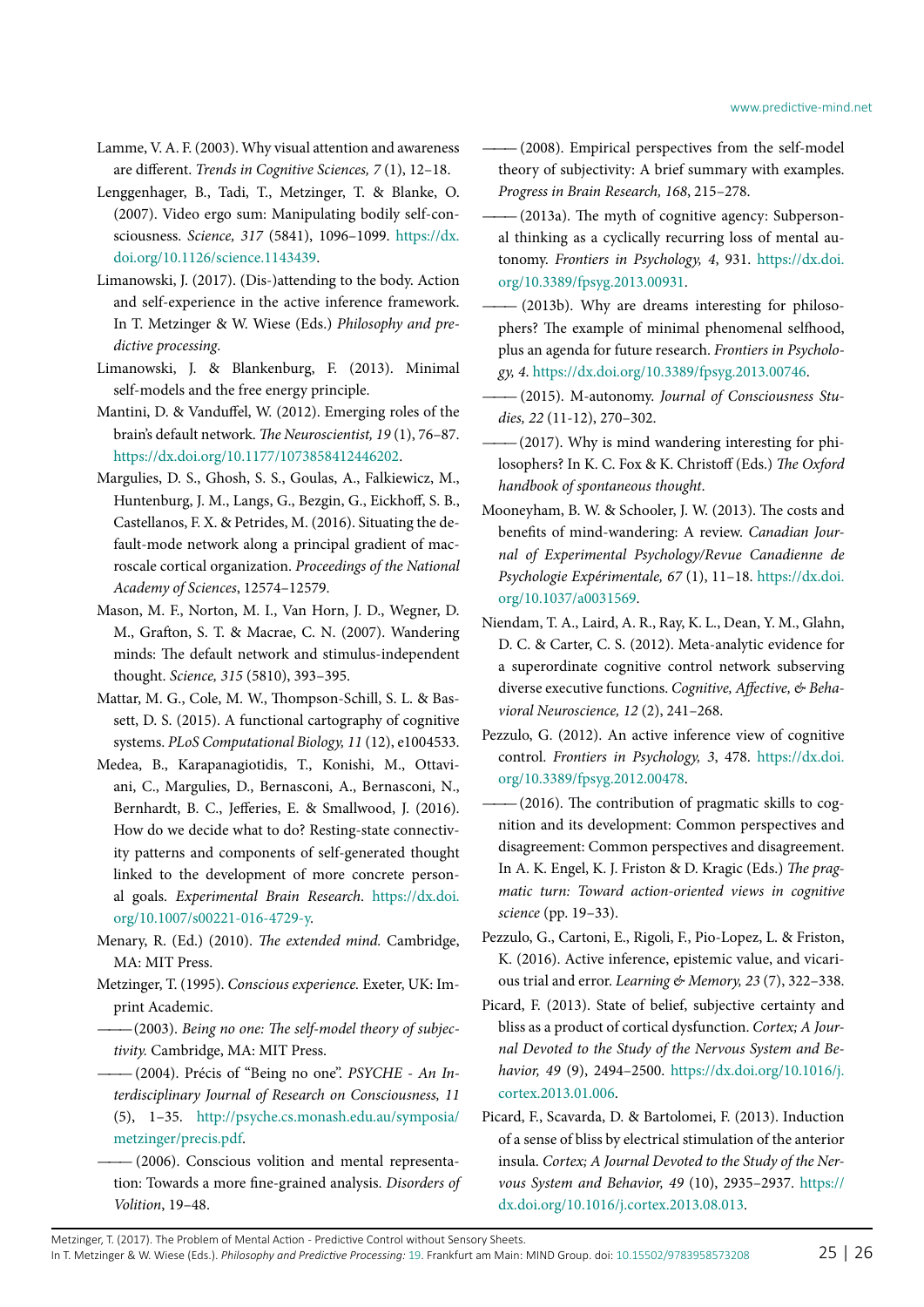Lamme, V. A. F. (2003). Why visual attention and awareness are different. *Trends in Cognitive Sciences, 7* (1), 12–18.

Lenggenhager, B., Tadi, T., Metzinger, T. & Blanke, O. (2007). Video ergo sum: Manipulating bodily self-consciousness. *Science, 317* (5841), 1096–1099. https://dx.doi.org/10.1126/science.1143439.

Limanowski, J. (2017). (Dis-)attending to the body. Action and self-experience in the active inference framework. In T. Metzinger & W. Wiese (Eds.) *Philosophy and predictive processing.*

Limanowski, J. & Blankenburg, F. (2013). Minimal self-models and the free energy principle.

Mantini, D. & Vanduffel, W. (2012). Emerging roles of the brain's default network. *The Neuroscientist, 19* (1), 76–87. https://dx.doi.org/10.1177/1073858412446202.

Margulies, D. S., Ghosh, S. S., Goulas, A., Falkiewicz, M., Huntenburg, J. M., Langs, G., Bezgin, G., Eickhoff, S. B., Castellanos, F. X. & Petrides, M. (2016). Situating the default-mode network along a principal gradient of macroscale cortical organization. *Proceedings of the National Academy of Sciences*, 12574–12579.

Mason, M. F., Norton, M. I., Van Horn, J. D., Wegner, D. M., Grafton, S. T. & Macrae, C. N. (2007). Wandering minds: The default network and stimulus-independent thought. *Science, 315* (5810), 393–395.

Mattar, M. G., Cole, M. W., Thompson-Schill, S. L. & Bassett, D. S. (2015). A functional cartography of cognitive systems. *PLoS Computational Biology, 11* (12), e1004533.

Medea, B., Karapanagiotidis, T., Konishi, M., Ottaviani, C., Margulies, D., Bernasconi, A., Bernasconi, N., Bernhardt, B. C., Jefferies, E. & Smallwood, J. (2016). How do we decide what to do? Resting-state connectivity patterns and components of self-generated thought linked to the development of more concrete personal goals. *Experimental Brain Research*. https://dx.doi.org/10.1007/s00221-016-4729-y.

Menary, R. (Ed.) (2010). *The extended mind.* Cambridge, MA: MIT Press.

Metzinger, T. (1995). *Conscious experience.* Exeter, UK: Imprint Academic.

——— (2003). *Being no one: The self-model theory of subjectivity.* Cambridge, MA: MIT Press.

——— (2004). Précis of "Being no one". *PSYCHE - An Interdisciplinary Journal of Research on Consciousness, 11* (5), 1–35. http://psyche.cs.monash.edu.au/symposia/metzinger/precis.pdf.

——— (2006). Conscious volition and mental representation: Towards a more fine-grained analysis. *Disorders of Volition*, 19–48.

——— (2008). Empirical perspectives from the self-model theory of subjectivity: A brief summary with examples. *Progress in Brain Research, 168*, 215–278.

——— (2013a). The myth of cognitive agency: Subpersonal thinking as a cyclically recurring loss of mental autonomy. *Frontiers in Psychology, 4*, 931. https://dx.doi.org/10.3389/fpsyg.2013.00931.

——— (2013b). Why are dreams interesting for philosophers? The example of minimal phenomenal selfhood, plus an agenda for future research. *Frontiers in Psychology, 4*. https://dx.doi.org/10.3389/fpsyg.2013.00746.

——— (2015). M-autonomy. *Journal of Consciousness Studies, 22* (11-12), 270–302.

——— (2017). Why is mind wandering interesting for philosophers? In K. C. Fox & K. Christoff (Eds.) *The Oxford handbook of spontaneous thought*.

Mooneyham, B. W. & Schooler, J. W. (2013). The costs and benefits of mind-wandering: A review. *Canadian Journal of Experimental Psychology/Revue Canadienne de Psychologie Expérimentale, 67* (1), 11–18. https://dx.doi.org/10.1037/a0031569.

Niendam, T. A., Laird, A. R., Ray, K. L., Dean, Y. M., Glahn, D. C. & Carter, C. S. (2012). Meta-analytic evidence for a superordinate cognitive control network subserving diverse executive functions. *Cognitive, Affective, & Behavioral Neuroscience, 12* (2), 241–268.

Pezzulo, G. (2012). An active inference view of cognitive control. *Frontiers in Psychology, 3*, 478. https://dx.doi.org/10.3389/fpsyg.2012.00478.

——— (2016). The contribution of pragmatic skills to cognition and its development: Common perspectives and disagreement: Common perspectives and disagreement. In A. K. Engel, K. J. Friston & D. Kragic (Eds.) *The pragmatic turn: Toward action-oriented views in cognitive science* (pp. 19–33).

Pezzulo, G., Cartoni, E., Rigoli, F., Pio-Lopez, L. & Friston, K. (2016). Active inference, epistemic value, and vicarious trial and error. *Learning & Memory, 23* (7), 322–338.

Picard, F. (2013). State of belief, subjective certainty and bliss as a product of cortical dysfunction. *Cortex; A Journal Devoted to the Study of the Nervous System and Behavior, 49* (9), 2494–2500. https://dx.doi.org/10.1016/j.cortex.2013.01.006.

Picard, F., Scavarda, D. & Bartolomei, F. (2013). Induction of a sense of bliss by electrical stimulation of the anterior insula. *Cortex; A Journal Devoted to the Study of the Nervous System and Behavior, 49* (10), 2935–2937. https://dx.doi.org/10.1016/j.cortex.2013.08.013.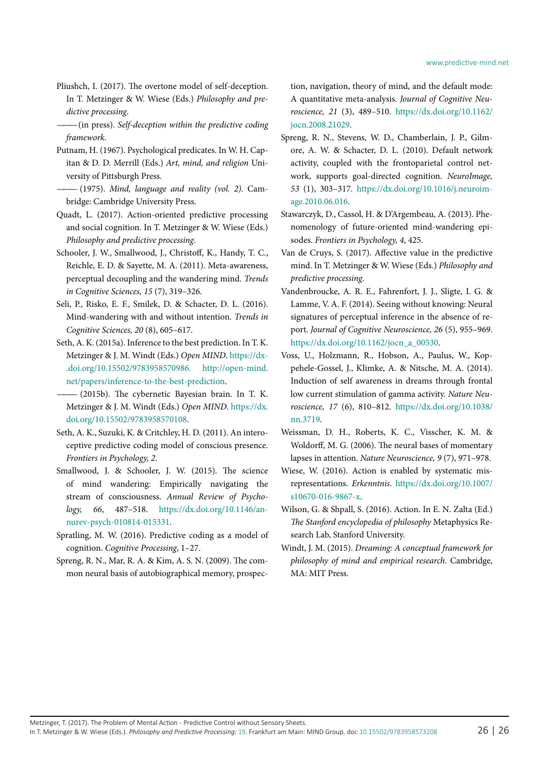Pliushch, I. (2017). The overtone model of self-deception. In T. Metzinger & W. Wiese (Eds.) *Philosophy and predictive processing*.

——— (in press). *Self-deception within the predictive coding framework*.

Putnam, H. (1967). Psychological predicates. In W. H. Capitan & D. D. Merrill (Eds.) *Art, mind, and religion* University of Pittsburgh Press.

——— (1975). *Mind, language and reality (vol. 2)*. Cambridge: Cambridge University Press.

Quadt, L. (2017). Action-oriented predictive processing and social cognition. In T. Metzinger & W. Wiese (Eds.) *Philosophy and predictive processing*.

Schooler, J. W., Smallwood, J., Christoff, K., Handy, T. C., Reichle, E. D. & Sayette, M. A. (2011). Meta-awareness, perceptual decoupling and the wandering mind. *Trends in Cognitive Sciences, 15* (7), 319–326.

Seli, P., Risko, E. F., Smilek, D. & Schacter, D. L. (2016). Mind-wandering with and without intention. *Trends in Cognitive Sciences, 20* (8), 605–617.

Seth, A. K. (2015a). Inference to the best prediction. In T. K. Metzinger & J. M. Windt (Eds.) *Open MIND*. https://dx.doi.org/10.15502/9783958570986. http://open-mind.net/papers/inference-to-the-best-prediction.

——— (2015b). The cybernetic Bayesian brain. In T. K. Metzinger & J. M. Windt (Eds.) *Open MIND*. https://dx.doi.org/10.15502/9783958570108.

Seth, A. K., Suzuki, K. & Critchley, H. D. (2011). An interoceptive predictive coding model of conscious presence. *Frontiers in Psychology, 2*.

Smallwood, J. & Schooler, J. W. (2015). The science of mind wandering: Empirically navigating the stream of consciousness. *Annual Review of Psychology, 66*, 487–518. https://dx.doi.org/10.1146/annurev-psych-010814-015331.

Spratling, M. W. (2016). Predictive coding as a model of cognition. *Cognitive Processing*, 1–27.

Spreng, R. N., Mar, R. A. & Kim, A. S. N. (2009). The common neural basis of autobiographical memory, prospection, navigation, theory of mind, and the default mode: A quantitative meta-analysis. *Journal of Cognitive Neuroscience, 21* (3), 489–510. https://dx.doi.org/10.1162/jocn.2008.21029.

Spreng, R. N., Stevens, W. D., Chamberlain, J. P., Gilmore, A. W. & Schacter, D. L. (2010). Default network activity, coupled with the frontoparietal control network, supports goal-directed cognition. *NeuroImage, 53* (1), 303–317. https://dx.doi.org/10.1016/j.neuroimage.2010.06.016.

Stawarczyk, D., Cassol, H. & D'Argembeau, A. (2013). Phenomenology of future-oriented mind-wandering episodes. *Frontiers in Psychology, 4*, 425.

Van de Cruys, S. (2017). Affective value in the predictive mind. In T. Metzinger & W. Wiese (Eds.) *Philosophy and predictive processing*.

Vandenbroucke, A. R. E., Fahrenfort, J. J., Sligte, I. G. & Lamme, V. A. F. (2014). Seeing without knowing: Neural signatures of perceptual inference in the absence of report. *Journal of Cognitive Neuroscience, 26* (5), 955–969. https://dx.doi.org/10.1162/jocn_a_00530.

Voss, U., Holzmann, R., Hobson, A., Paulus, W., Koppehele-Gossel, J., Klimke, A. & Nitsche, M. A. (2014). Induction of self awareness in dreams through frontal low current stimulation of gamma activity. *Nature Neuroscience, 17* (6), 810–812. https://dx.doi.org/10.1038/nn.3719.

Weissman, D. H., Roberts, K. C., Visscher, K. M. & Woldorff, M. G. (2006). The neural bases of momentary lapses in attention. *Nature Neuroscience, 9* (7), 971–978.

Wiese, W. (2016). Action is enabled by systematic misrepresentations. *Erkenntnis*. https://dx.doi.org/10.1007/s10670-016-9867-x.

Wilson, G. & Shpall, S. (2016). Action. In E. N. Zalta (Ed.) *The Stanford encyclopedia of philosophy* Metaphysics Research Lab, Stanford University.

Windt, J. M. (2015). *Dreaming: A conceptual framework for philosophy of mind and empirical research*. Cambridge, MA: MIT Press.